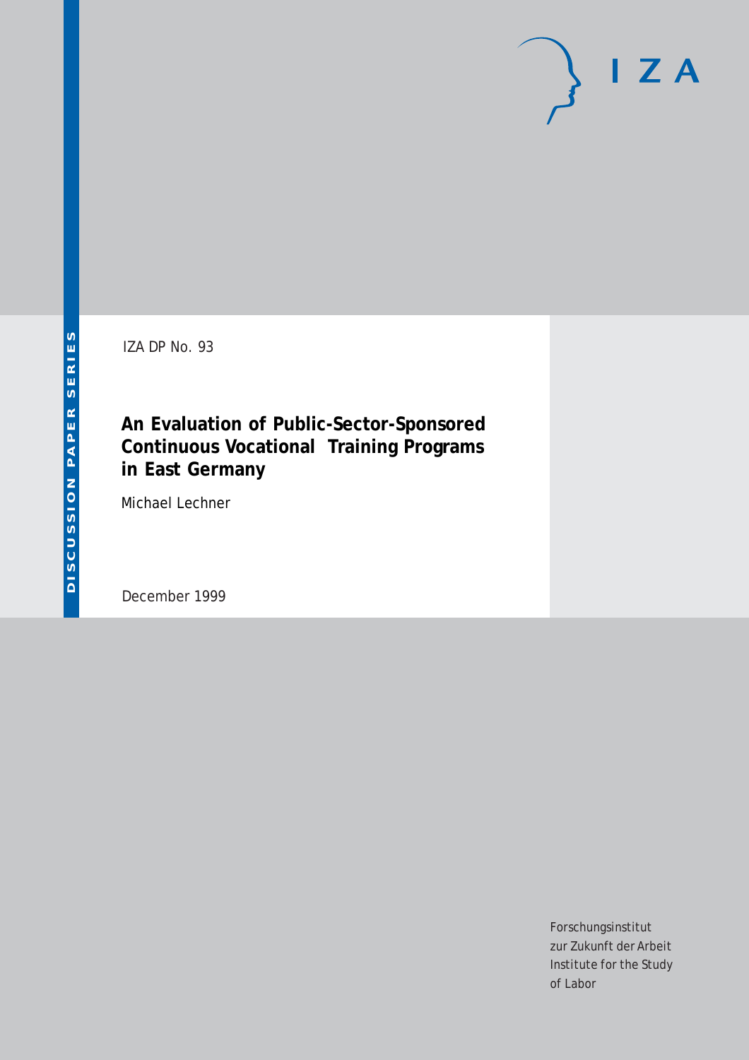DISCUSSION PAPER SERIES

IZA DP No. 93

# An Evaluation of Public-Sector-Sponsored Continuous Vocational Training Programs in East Germany

Michael Lechner

December 1999

Forschungsinstitut
zur Zukunft der Arbeit
Institute for the Study
of Labor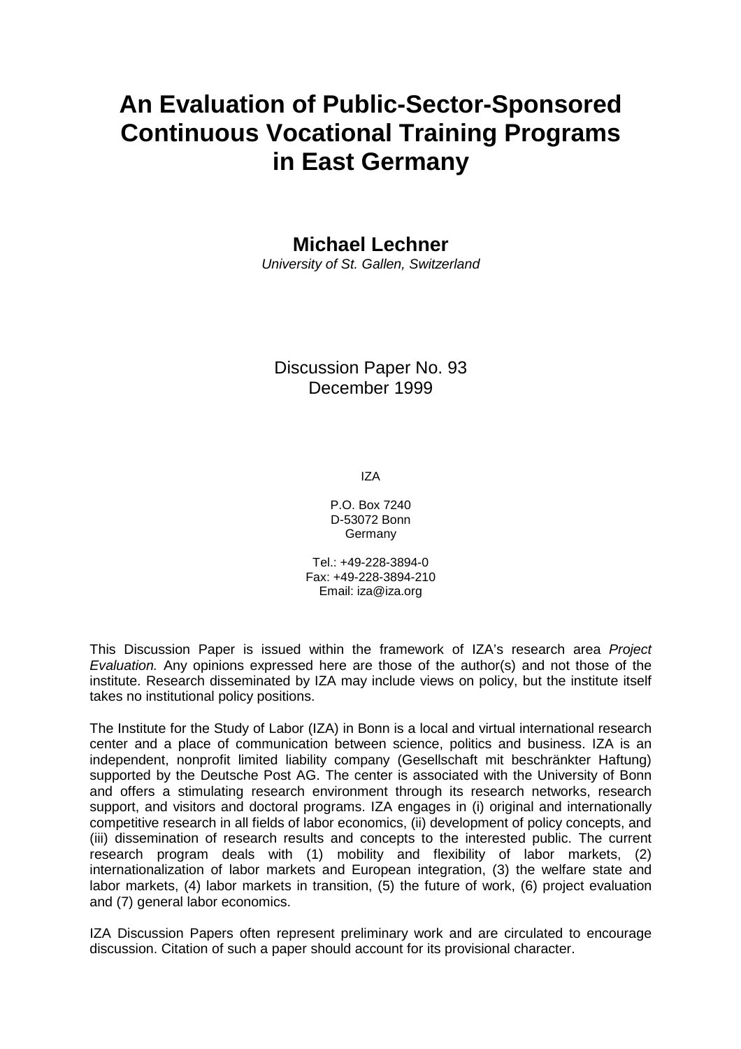# An Evaluation of Public-Sector-Sponsored Continuous Vocational Training Programs in East Germany

**Michael Lechner**

*University of St. Gallen, Switzerland*

Discussion Paper No. 93
December 1999

IZA

P.O. Box 7240
D-53072 Bonn
Germany

Tel.: +49-228-3894-0
Fax: +49-228-3894-210
Email: iza@iza.org

This Discussion Paper is issued within the framework of IZA's research area *Project Evaluation.* Any opinions expressed here are those of the author(s) and not those of the institute. Research disseminated by IZA may include views on policy, but the institute itself takes no institutional policy positions.

The Institute for the Study of Labor (IZA) in Bonn is a local and virtual international research center and a place of communication between science, politics and business. IZA is an independent, nonprofit limited liability company (Gesellschaft mit beschränkter Haftung) supported by the Deutsche Post AG. The center is associated with the University of Bonn and offers a stimulating research environment through its research networks, research support, and visitors and doctoral programs. IZA engages in (i) original and internationally competitive research in all fields of labor economics, (ii) development of policy concepts, and (iii) dissemination of research results and concepts to the interested public. The current research program deals with (1) mobility and flexibility of labor markets, (2) internationalization of labor markets and European integration, (3) the welfare state and labor markets, (4) labor markets in transition, (5) the future of work, (6) project evaluation and (7) general labor economics.

IZA Discussion Papers often represent preliminary work and are circulated to encourage discussion. Citation of such a paper should account for its provisional character.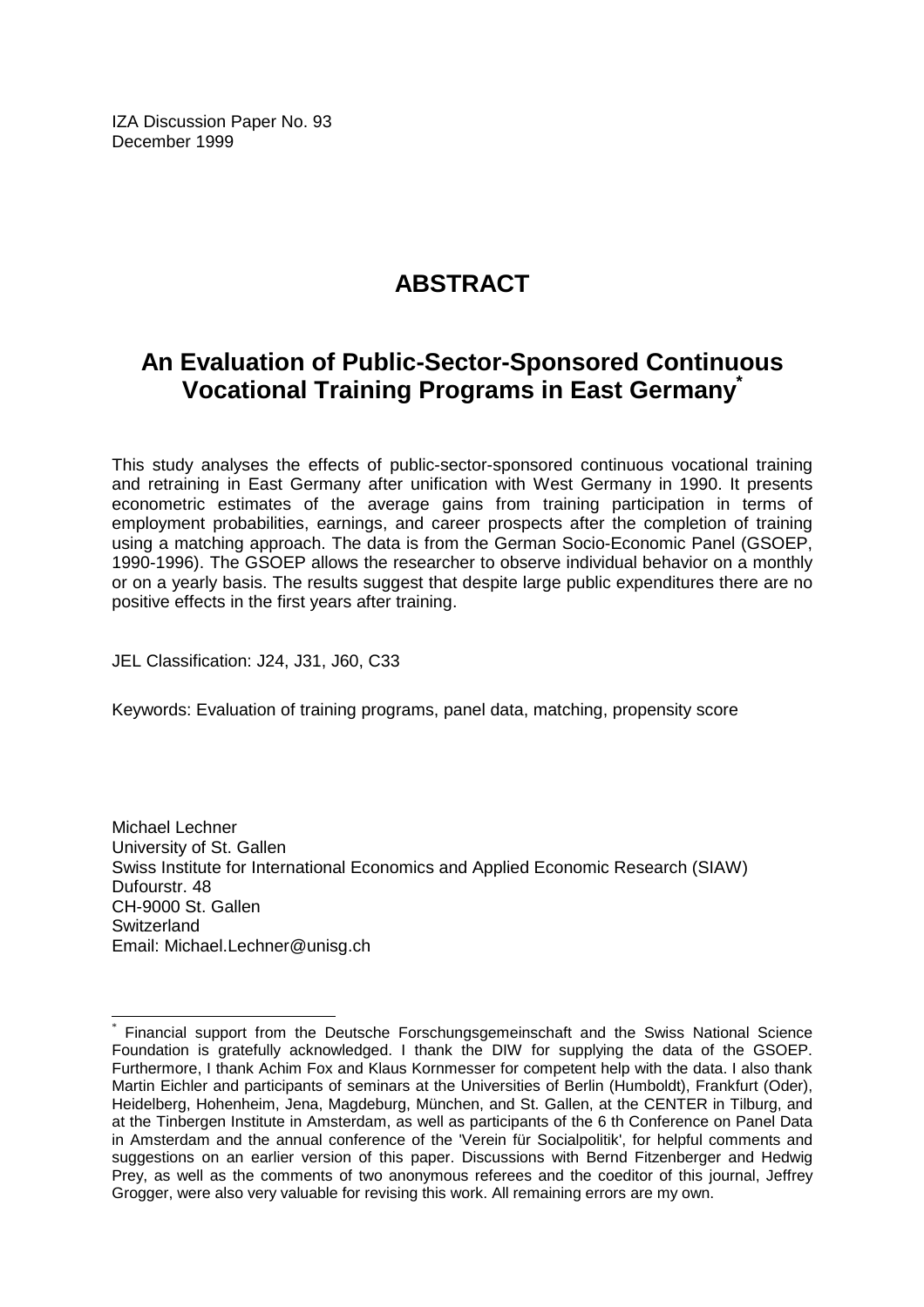IZA Discussion Paper No. 93
December 1999

# ABSTRACT

## An Evaluation of Public-Sector-Sponsored Continuous Vocational Training Programs in East Germany*

This study analyses the effects of public-sector-sponsored continuous vocational training and retraining in East Germany after unification with West Germany in 1990. It presents econometric estimates of the average gains from training participation in terms of employment probabilities, earnings, and career prospects after the completion of training using a matching approach. The data is from the German Socio-Economic Panel (GSOEP, 1990-1996). The GSOEP allows the researcher to observe individual behavior on a monthly or on a yearly basis. The results suggest that despite large public expenditures there are no positive effects in the first years after training.

JEL Classification: J24, J31, J60, C33

Keywords: Evaluation of training programs, panel data, matching, propensity score

Michael Lechner
University of St. Gallen
Swiss Institute for International Economics and Applied Economic Research (SIAW)
Dufourstr. 48
CH-9000 St. Gallen
Switzerland
Email: Michael.Lechner@unisg.ch

---

* Financial support from the Deutsche Forschungsgemeinschaft and the Swiss National Science Foundation is gratefully acknowledged. I thank the DIW for supplying the data of the GSOEP. Furthermore, I thank Achim Fox and Klaus Kornmesser for competent help with the data. I also thank Martin Eichler and participants of seminars at the Universities of Berlin (Humboldt), Frankfurt (Oder), Heidelberg, Hohenheim, Jena, Magdeburg, München, and St. Gallen, at the CENTER in Tilburg, and at the Tinbergen Institute in Amsterdam, as well as participants of the 6 th Conference on Panel Data in Amsterdam and the annual conference of the 'Verein für Socialpolitik', for helpful comments and suggestions on an earlier version of this paper. Discussions with Bernd Fitzenberger and Hedwig Prey, as well as the comments of two anonymous referees and the coeditor of this journal, Jeffrey Grogger, were also very valuable for revising this work. All remaining errors are my own.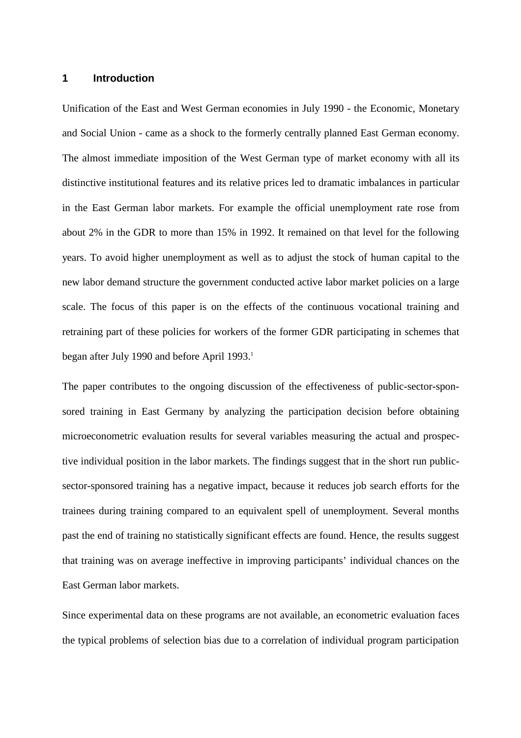## 1 Introduction

Unification of the East and West German economies in July 1990 - the Economic, Monetary and Social Union - came as a shock to the formerly centrally planned East German economy. The almost immediate imposition of the West German type of market economy with all its distinctive institutional features and its relative prices led to dramatic imbalances in particular in the East German labor markets. For example the official unemployment rate rose from about 2% in the GDR to more than 15% in 1992. It remained on that level for the following years. To avoid higher unemployment as well as to adjust the stock of human capital to the new labor demand structure the government conducted active labor market policies on a large scale. The focus of this paper is on the effects of the continuous vocational training and retraining part of these policies for workers of the former GDR participating in schemes that began after July 1990 and before April 1993.[1]

The paper contributes to the ongoing discussion of the effectiveness of public-sector-sponsored training in East Germany by analyzing the participation decision before obtaining microeconometric evaluation results for several variables measuring the actual and prospective individual position in the labor markets. The findings suggest that in the short run public-sector-sponsored training has a negative impact, because it reduces job search efforts for the trainees during training compared to an equivalent spell of unemployment. Several months past the end of training no statistically significant effects are found. Hence, the results suggest that training was on average ineffective in improving participants' individual chances on the East German labor markets.

Since experimental data on these programs are not available, an econometric evaluation faces the typical problems of selection bias due to a correlation of individual program participation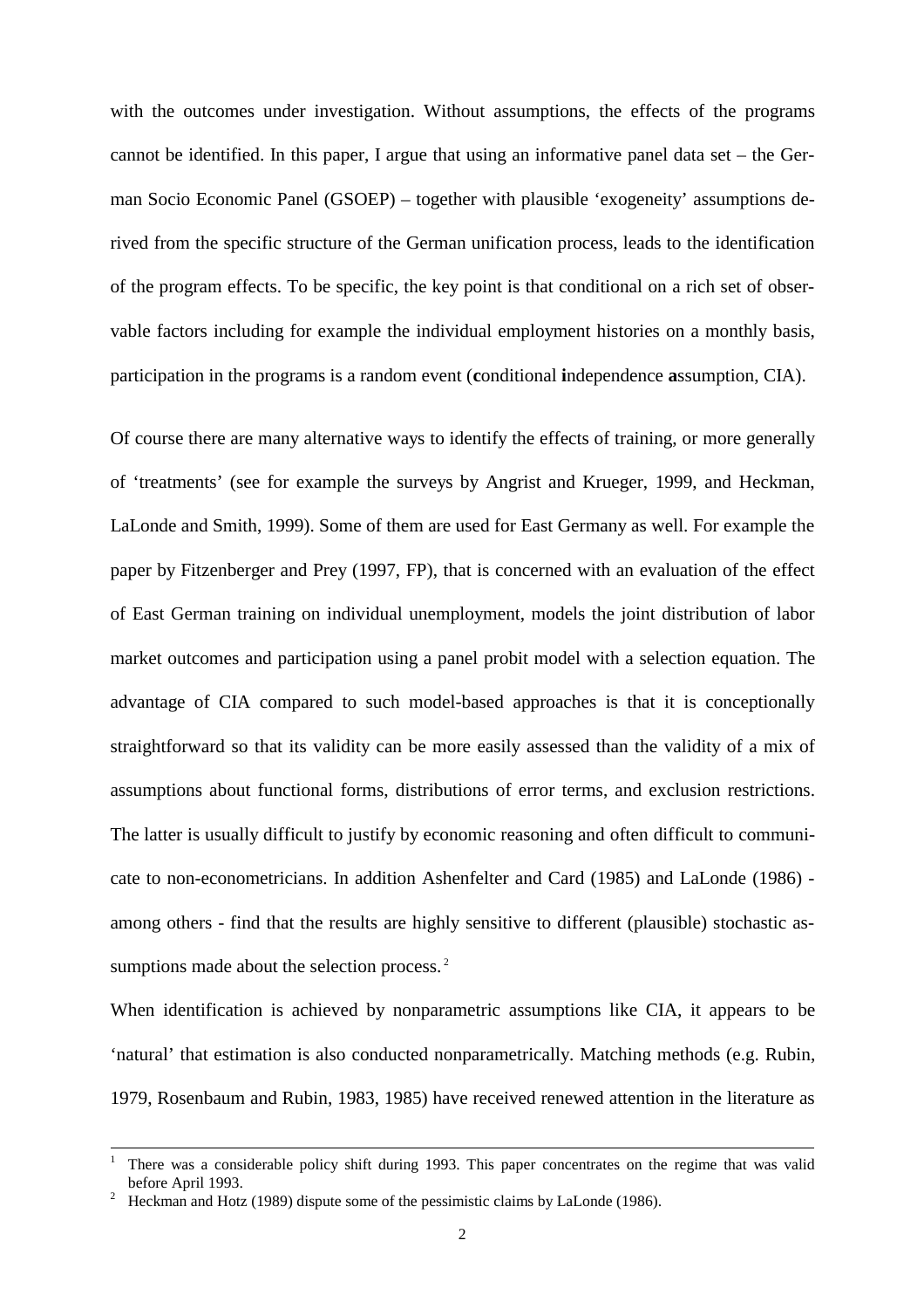with the outcomes under investigation. Without assumptions, the effects of the programs cannot be identified. In this paper, I argue that using an informative panel data set – the German Socio Economic Panel (GSOEP) – together with plausible 'exogeneity' assumptions derived from the specific structure of the German unification process, leads to the identification of the program effects. To be specific, the key point is that conditional on a rich set of observable factors including for example the individual employment histories on a monthly basis, participation in the programs is a random event (**c**onditional **i**ndependence **a**ssumption, CIA).

Of course there are many alternative ways to identify the effects of training, or more generally of 'treatments' (see for example the surveys by Angrist and Krueger, 1999, and Heckman, LaLonde and Smith, 1999). Some of them are used for East Germany as well. For example the paper by Fitzenberger and Prey (1997, FP), that is concerned with an evaluation of the effect of East German training on individual unemployment, models the joint distribution of labor market outcomes and participation using a panel probit model with a selection equation. The advantage of CIA compared to such model-based approaches is that it is conceptionally straightforward so that its validity can be more easily assessed than the validity of a mix of assumptions about functional forms, distributions of error terms, and exclusion restrictions. The latter is usually difficult to justify by economic reasoning and often difficult to communicate to non-econometricians. In addition Ashenfelter and Card (1985) and LaLonde (1986) - among others - find that the results are highly sensitive to different (plausible) stochastic assumptions made about the selection process.[2]

When identification is achieved by nonparametric assumptions like CIA, it appears to be 'natural' that estimation is also conducted nonparametrically. Matching methods (e.g. Rubin, 1979, Rosenbaum and Rubin, 1983, 1985) have received renewed attention in the literature as

---

[1] There was a considerable policy shift during 1993. This paper concentrates on the regime that was valid before April 1993.

[2] Heckman and Hotz (1989) dispute some of the pessimistic claims by LaLonde (1986).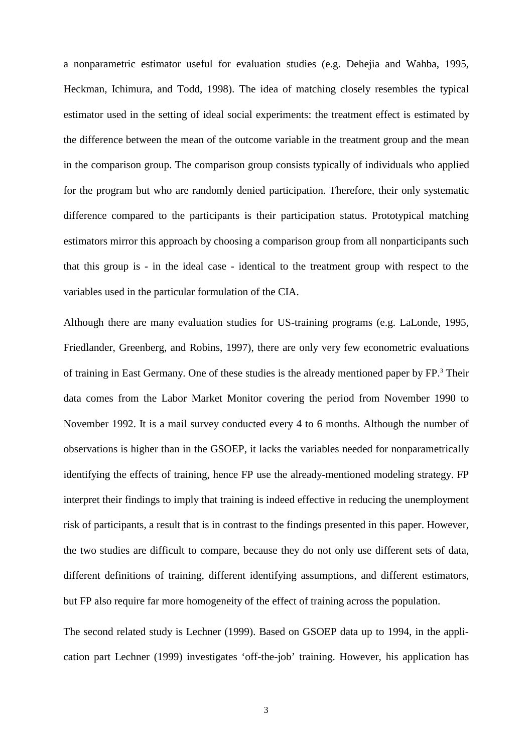a nonparametric estimator useful for evaluation studies (e.g. Dehejia and Wahba, 1995, Heckman, Ichimura, and Todd, 1998). The idea of matching closely resembles the typical estimator used in the setting of ideal social experiments: the treatment effect is estimated by the difference between the mean of the outcome variable in the treatment group and the mean in the comparison group. The comparison group consists typically of individuals who applied for the program but who are randomly denied participation. Therefore, their only systematic difference compared to the participants is their participation status. Prototypical matching estimators mirror this approach by choosing a comparison group from all nonparticipants such that this group is - in the ideal case - identical to the treatment group with respect to the variables used in the particular formulation of the CIA.

Although there are many evaluation studies for US-training programs (e.g. LaLonde, 1995, Friedlander, Greenberg, and Robins, 1997), there are only very few econometric evaluations of training in East Germany. One of these studies is the already mentioned paper by FP.[3] Their data comes from the Labor Market Monitor covering the period from November 1990 to November 1992. It is a mail survey conducted every 4 to 6 months. Although the number of observations is higher than in the GSOEP, it lacks the variables needed for nonparametrically identifying the effects of training, hence FP use the already-mentioned modeling strategy. FP interpret their findings to imply that training is indeed effective in reducing the unemployment risk of participants, a result that is in contrast to the findings presented in this paper. However, the two studies are difficult to compare, because they do not only use different sets of data, different definitions of training, different identifying assumptions, and different estimators, but FP also require far more homogeneity of the effect of training across the population.

The second related study is Lechner (1999). Based on GSOEP data up to 1994, in the application part Lechner (1999) investigates 'off-the-job' training. However, his application has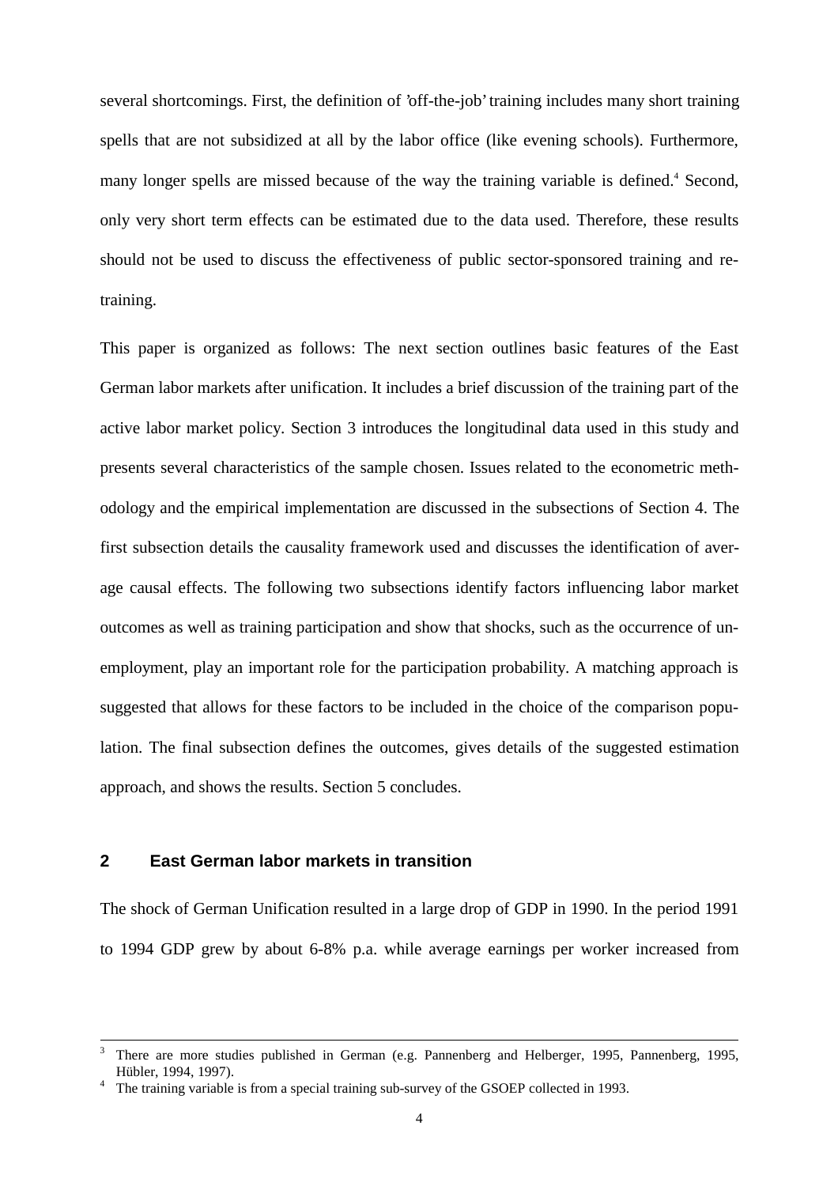several shortcomings. First, the definition of 'off-the-job' training includes many short training spells that are not subsidized at all by the labor office (like evening schools). Furthermore, many longer spells are missed because of the way the training variable is defined.[4] Second, only very short term effects can be estimated due to the data used. Therefore, these results should not be used to discuss the effectiveness of public sector-sponsored training and re-training.

This paper is organized as follows: The next section outlines basic features of the East German labor markets after unification. It includes a brief discussion of the training part of the active labor market policy. Section 3 introduces the longitudinal data used in this study and presents several characteristics of the sample chosen. Issues related to the econometric methodology and the empirical implementation are discussed in the subsections of Section 4. The first subsection details the causality framework used and discusses the identification of average causal effects. The following two subsections identify factors influencing labor market outcomes as well as training participation and show that shocks, such as the occurrence of unemployment, play an important role for the participation probability. A matching approach is suggested that allows for these factors to be included in the choice of the comparison population. The final subsection defines the outcomes, gives details of the suggested estimation approach, and shows the results. Section 5 concludes.

## 2 East German labor markets in transition

The shock of German Unification resulted in a large drop of GDP in 1990. In the period 1991 to 1994 GDP grew by about 6-8% p.a. while average earnings per worker increased from

---

[3] There are more studies published in German (e.g. Pannenberg and Helberger, 1995, Pannenberg, 1995, Hübler, 1994, 1997).

[4] The training variable is from a special training sub-survey of the GSOEP collected in 1993.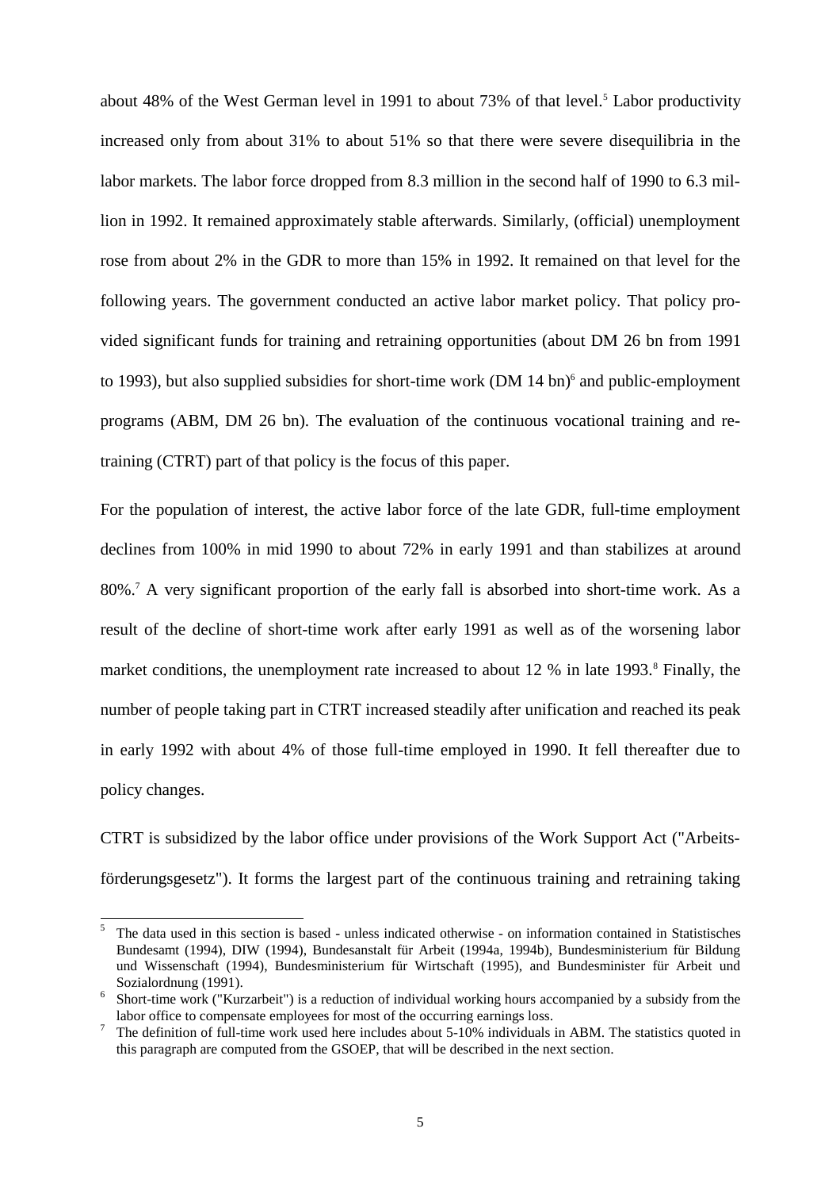about 48% of the West German level in 1991 to about 73% of that level.[5] Labor productivity increased only from about 31% to about 51% so that there were severe disequilibria in the labor markets. The labor force dropped from 8.3 million in the second half of 1990 to 6.3 million in 1992. It remained approximately stable afterwards. Similarly, (official) unemployment rose from about 2% in the GDR to more than 15% in 1992. It remained on that level for the following years. The government conducted an active labor market policy. That policy provided significant funds for training and retraining opportunities (about DM 26 bn from 1991 to 1993), but also supplied subsidies for short-time work (DM 14 bn)[6] and public-employment programs (ABM, DM 26 bn). The evaluation of the continuous vocational training and retraining (CTRT) part of that policy is the focus of this paper.

For the population of interest, the active labor force of the late GDR, full-time employment declines from 100% in mid 1990 to about 72% in early 1991 and than stabilizes at around 80%.[7] A very significant proportion of the early fall is absorbed into short-time work. As a result of the decline of short-time work after early 1991 as well as of the worsening labor market conditions, the unemployment rate increased to about 12 % in late 1993.[8] Finally, the number of people taking part in CTRT increased steadily after unification and reached its peak in early 1992 with about 4% of those full-time employed in 1990. It fell thereafter due to policy changes.

CTRT is subsidized by the labor office under provisions of the Work Support Act ("Arbeitsförderungsgesetz"). It forms the largest part of the continuous training and retraining taking

---

[5] The data used in this section is based - unless indicated otherwise - on information contained in Statistisches Bundesamt (1994), DIW (1994), Bundesanstalt für Arbeit (1994a, 1994b), Bundesministerium für Bildung und Wissenschaft (1994), Bundesministerium für Wirtschaft (1995), and Bundesminister für Arbeit und Sozialordnung (1991).

[6] Short-time work ("Kurzarbeit") is a reduction of individual working hours accompanied by a subsidy from the labor office to compensate employees for most of the occurring earnings loss.

[7] The definition of full-time work used here includes about 5-10% individuals in ABM. The statistics quoted in this paragraph are computed from the GSOEP, that will be described in the next section.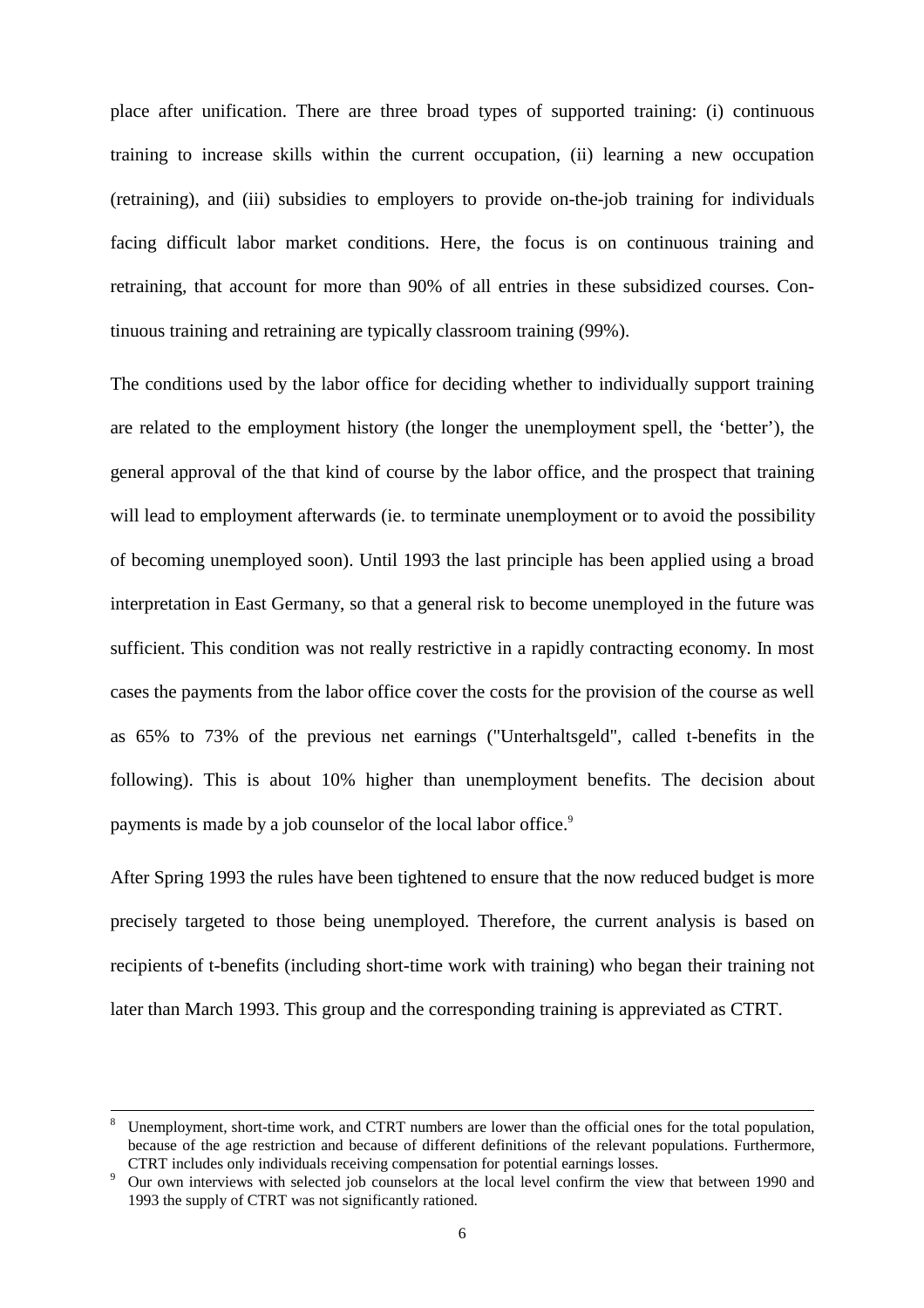place after unification. There are three broad types of supported training: (i) continuous training to increase skills within the current occupation, (ii) learning a new occupation (retraining), and (iii) subsidies to employers to provide on-the-job training for individuals facing difficult labor market conditions. Here, the focus is on continuous training and retraining, that account for more than 90% of all entries in these subsidized courses. Continuous training and retraining are typically classroom training (99%).

The conditions used by the labor office for deciding whether to individually support training are related to the employment history (the longer the unemployment spell, the 'better'), the general approval of the that kind of course by the labor office, and the prospect that training will lead to employment afterwards (ie. to terminate unemployment or to avoid the possibility of becoming unemployed soon). Until 1993 the last principle has been applied using a broad interpretation in East Germany, so that a general risk to become unemployed in the future was sufficient. This condition was not really restrictive in a rapidly contracting economy. In most cases the payments from the labor office cover the costs for the provision of the course as well as 65% to 73% of the previous net earnings ("Unterhaltsgeld", called t-benefits in the following). This is about 10% higher than unemployment benefits. The decision about payments is made by a job counselor of the local labor office.[9]

After Spring 1993 the rules have been tightened to ensure that the now reduced budget is more precisely targeted to those being unemployed. Therefore, the current analysis is based on recipients of t-benefits (including short-time work with training) who began their training not later than March 1993. This group and the corresponding training is appreviated as CTRT.

---

[8] Unemployment, short-time work, and CTRT numbers are lower than the official ones for the total population, because of the age restriction and because of different definitions of the relevant populations. Furthermore, CTRT includes only individuals receiving compensation for potential earnings losses.

[9] Our own interviews with selected job counselors at the local level confirm the view that between 1990 and 1993 the supply of CTRT was not significantly rationed.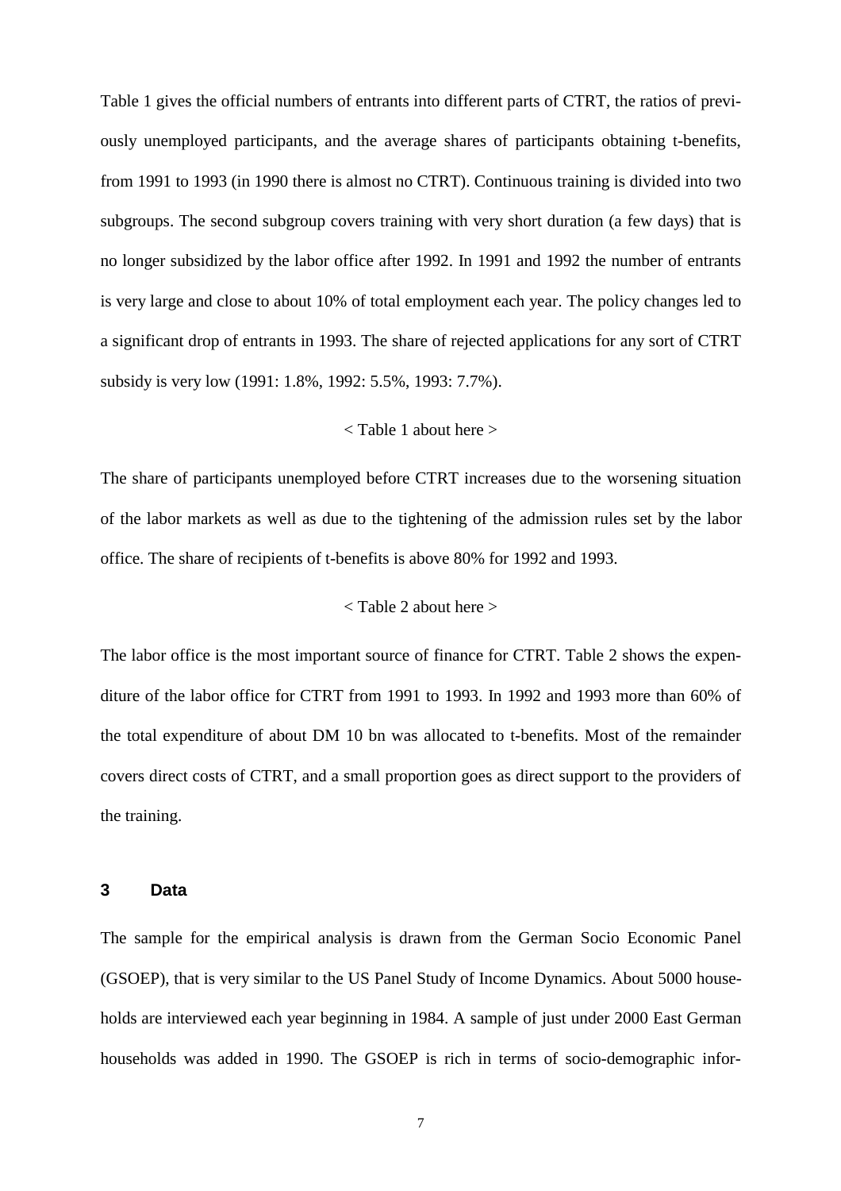Table 1 gives the official numbers of entrants into different parts of CTRT, the ratios of previously unemployed participants, and the average shares of participants obtaining t-benefits, from 1991 to 1993 (in 1990 there is almost no CTRT). Continuous training is divided into two subgroups. The second subgroup covers training with very short duration (a few days) that is no longer subsidized by the labor office after 1992. In 1991 and 1992 the number of entrants is very large and close to about 10% of total employment each year. The policy changes led to a significant drop of entrants in 1993. The share of rejected applications for any sort of CTRT subsidy is very low (1991: 1.8%, 1992: 5.5%, 1993: 7.7%).

< Table 1 about here >

The share of participants unemployed before CTRT increases due to the worsening situation of the labor markets as well as due to the tightening of the admission rules set by the labor office. The share of recipients of t-benefits is above 80% for 1992 and 1993.

< Table 2 about here >

The labor office is the most important source of finance for CTRT. Table 2 shows the expenditure of the labor office for CTRT from 1991 to 1993. In 1992 and 1993 more than 60% of the total expenditure of about DM 10 bn was allocated to t-benefits. Most of the remainder covers direct costs of CTRT, and a small proportion goes as direct support to the providers of the training.

## 3 Data

The sample for the empirical analysis is drawn from the German Socio Economic Panel (GSOEP), that is very similar to the US Panel Study of Income Dynamics. About 5000 households are interviewed each year beginning in 1984. A sample of just under 2000 East German households was added in 1990. The GSOEP is rich in terms of socio-demographic infor-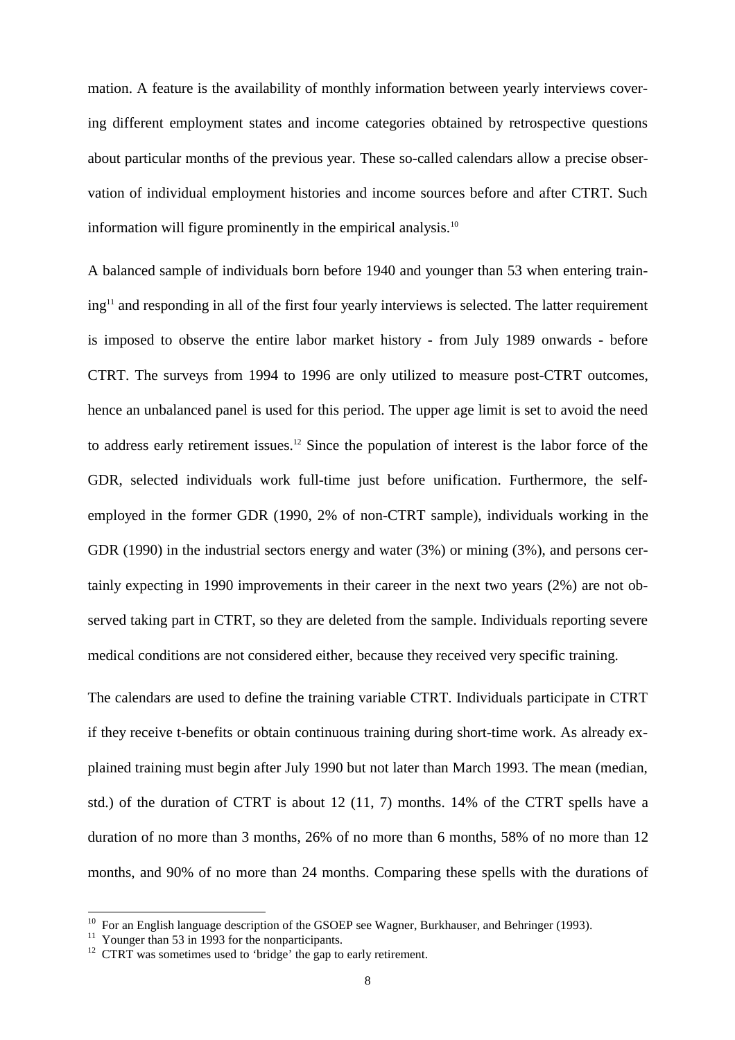mation. A feature is the availability of monthly information between yearly interviews covering different employment states and income categories obtained by retrospective questions about particular months of the previous year. These so-called calendars allow a precise observation of individual employment histories and income sources before and after CTRT. Such information will figure prominently in the empirical analysis.[10]

A balanced sample of individuals born before 1940 and younger than 53 when entering training[11] and responding in all of the first four yearly interviews is selected. The latter requirement is imposed to observe the entire labor market history - from July 1989 onwards - before CTRT. The surveys from 1994 to 1996 are only utilized to measure post-CTRT outcomes, hence an unbalanced panel is used for this period. The upper age limit is set to avoid the need to address early retirement issues.[12] Since the population of interest is the labor force of the GDR, selected individuals work full-time just before unification. Furthermore, the self-employed in the former GDR (1990, 2% of non-CTRT sample), individuals working in the GDR (1990) in the industrial sectors energy and water (3%) or mining (3%), and persons certainly expecting in 1990 improvements in their career in the next two years (2%) are not observed taking part in CTRT, so they are deleted from the sample. Individuals reporting severe medical conditions are not considered either, because they received very specific training.

The calendars are used to define the training variable CTRT. Individuals participate in CTRT if they receive t-benefits or obtain continuous training during short-time work. As already explained training must begin after July 1990 but not later than March 1993. The mean (median, std.) of the duration of CTRT is about 12 (11, 7) months. 14% of the CTRT spells have a duration of no more than 3 months, 26% of no more than 6 months, 58% of no more than 12 months, and 90% of no more than 24 months. Comparing these spells with the durations of

---

[10] For an English language description of the GSOEP see Wagner, Burkhauser, and Behringer (1993).

[11] Younger than 53 in 1993 for the nonparticipants.

[12] CTRT was sometimes used to 'bridge' the gap to early retirement.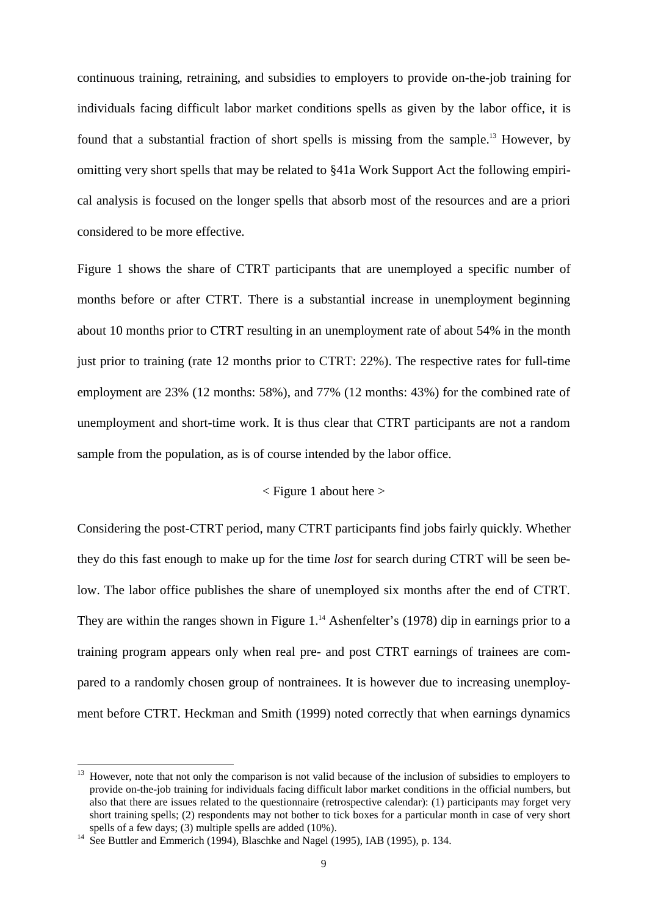continuous training, retraining, and subsidies to employers to provide on-the-job training for individuals facing difficult labor market conditions spells as given by the labor office, it is found that a substantial fraction of short spells is missing from the sample.[13] However, by omitting very short spells that may be related to §41a Work Support Act the following empirical analysis is focused on the longer spells that absorb most of the resources and are a priori considered to be more effective.

Figure 1 shows the share of CTRT participants that are unemployed a specific number of months before or after CTRT. There is a substantial increase in unemployment beginning about 10 months prior to CTRT resulting in an unemployment rate of about 54% in the month just prior to training (rate 12 months prior to CTRT: 22%). The respective rates for full-time employment are 23% (12 months: 58%), and 77% (12 months: 43%) for the combined rate of unemployment and short-time work. It is thus clear that CTRT participants are not a random sample from the population, as is of course intended by the labor office.

< Figure 1 about here >

Considering the post-CTRT period, many CTRT participants find jobs fairly quickly. Whether they do this fast enough to make up for the time *lost* for search during CTRT will be seen below. The labor office publishes the share of unemployed six months after the end of CTRT. They are within the ranges shown in Figure 1.[14] Ashenfelter's (1978) dip in earnings prior to a training program appears only when real pre- and post CTRT earnings of trainees are compared to a randomly chosen group of nontrainees. It is however due to increasing unemployment before CTRT. Heckman and Smith (1999) noted correctly that when earnings dynamics

[13] However, note that not only the comparison is not valid because of the inclusion of subsidies to employers to provide on-the-job training for individuals facing difficult labor market conditions in the official numbers, but also that there are issues related to the questionnaire (retrospective calendar): (1) participants may forget very short training spells; (2) respondents may not bother to tick boxes for a particular month in case of very short spells of a few days; (3) multiple spells are added (10%).

[14] See Buttler and Emmerich (1994), Blaschke and Nagel (1995), IAB (1995), p. 134.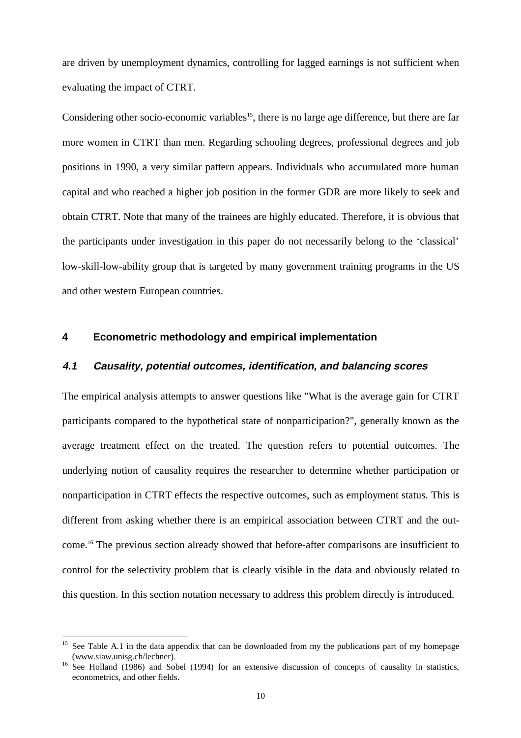are driven by unemployment dynamics, controlling for lagged earnings is not sufficient when evaluating the impact of CTRT.

Considering other socio-economic variables[15], there is no large age difference, but there are far more women in CTRT than men. Regarding schooling degrees, professional degrees and job positions in 1990, a very similar pattern appears. Individuals who accumulated more human capital and who reached a higher job position in the former GDR are more likely to seek and obtain CTRT. Note that many of the trainees are highly educated. Therefore, it is obvious that the participants under investigation in this paper do not necessarily belong to the 'classical' low-skill-low-ability group that is targeted by many government training programs in the US and other western European countries.

## 4 Econometric methodology and empirical implementation

### *4.1 Causality, potential outcomes, identification, and balancing scores*

The empirical analysis attempts to answer questions like "What is the average gain for CTRT participants compared to the hypothetical state of nonparticipation?", generally known as the average treatment effect on the treated. The question refers to potential outcomes. The underlying notion of causality requires the researcher to determine whether participation or nonparticipation in CTRT effects the respective outcomes, such as employment status. This is different from asking whether there is an empirical association between CTRT and the outcome.[16] The previous section already showed that before-after comparisons are insufficient to control for the selectivity problem that is clearly visible in the data and obviously related to this question. In this section notation necessary to address this problem directly is introduced.

---

[15] See Table A.1 in the data appendix that can be downloaded from my the publications part of my homepage (www.siaw.unisg.ch/lechner).

[16] See Holland (1986) and Sobel (1994) for an extensive discussion of concepts of causality in statistics, econometrics, and other fields.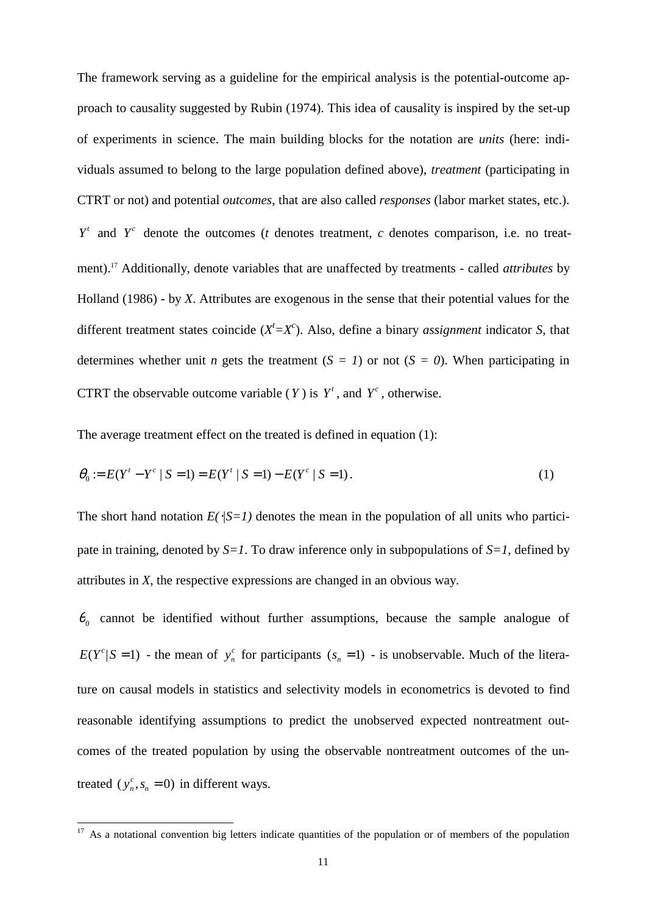The framework serving as a guideline for the empirical analysis is the potential-outcome approach to causality suggested by Rubin (1974). This idea of causality is inspired by the set-up of experiments in science. The main building blocks for the notation are *units* (here: individuals assumed to belong to the large population defined above), *treatment* (participating in CTRT or not) and potential *outcomes*, that are also called *responses* (labor market states, etc.). $Y^t$ and $Y^c$ denote the outcomes (*t* denotes treatment, *c* denotes comparison, i.e. no treatment).[17] Additionally, denote variables that are unaffected by treatments - called *attributes* by Holland (1986) - by *X*. Attributes are exogenous in the sense that their potential values for the different treatment states coincide ($X^t=X^c$). Also, define a binary *assignment* indicator *S*, that determines whether unit *n* gets the treatment ($S = 1$) or not ($S = 0$). When participating in CTRT the observable outcome variable ($Y$) is $Y^t$, and $Y^c$, otherwise.

The average treatment effect on the treated is defined in equation (1):

$$\theta_0 := E(Y^t - Y^c \mid S = 1) = E(Y^t \mid S = 1) - E(Y^c \mid S = 1). \tag{1}$$

The short hand notation $E(\cdot|S=1)$ denotes the mean in the population of all units who participate in training, denoted by $S=1$. To draw inference only in subpopulations of $S=1$, defined by attributes in *X*, the respective expressions are changed in an obvious way.

$\theta_0$ cannot be identified without further assumptions, because the sample analogue of $E(Y^c|S=1)$ - the mean of $y_n^c$ for participants $(s_n = 1)$ - is unobservable. Much of the literature on causal models in statistics and selectivity models in econometrics is devoted to find reasonable identifying assumptions to predict the unobserved expected nontreatment outcomes of the treated population by using the observable nontreatment outcomes of the untreated $(y_n^c, s_n = 0)$ in different ways.

[17] As a notational convention big letters indicate quantities of the population or of members of the population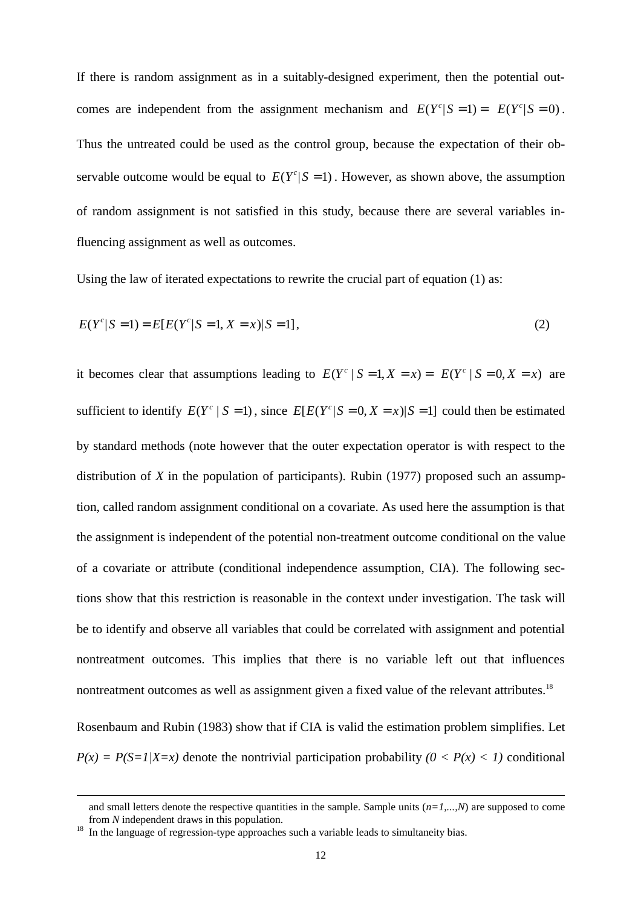If there is random assignment as in a suitably-designed experiment, then the potential outcomes are independent from the assignment mechanism and $E(Y^c|S=1) = E(Y^c|S=0)$. Thus the untreated could be used as the control group, because the expectation of their observable outcome would be equal to $E(Y^c|S=1)$. However, as shown above, the assumption of random assignment is not satisfied in this study, because there are several variables influencing assignment as well as outcomes.

Using the law of iterated expectations to rewrite the crucial part of equation (1) as:

$$E(Y^c|S=1) = E[E(Y^c|S=1, X=x)|S=1], \tag{2}$$

it becomes clear that assumptions leading to $E(Y^c \mid S=1, X=x) = E(Y^c \mid S=0, X=x)$ are sufficient to identify $E(Y^c \mid S=1)$, since $E[E(Y^c|S=0, X=x)|S=1]$ could then be estimated by standard methods (note however that the outer expectation operator is with respect to the distribution of *X* in the population of participants). Rubin (1977) proposed such an assumption, called random assignment conditional on a covariate. As used here the assumption is that the assignment is independent of the potential non-treatment outcome conditional on the value of a covariate or attribute (conditional independence assumption, CIA). The following sections show that this restriction is reasonable in the context under investigation. The task will be to identify and observe all variables that could be correlated with assignment and potential nontreatment outcomes. This implies that there is no variable left out that influences nontreatment outcomes as well as assignment given a fixed value of the relevant attributes.[18]

Rosenbaum and Rubin (1983) show that if CIA is valid the estimation problem simplifies. Let $P(x) = P(S=1|X=x)$ denote the nontrivial participation probability $(0 < P(x) < 1)$ conditional

---

and small letters denote the respective quantities in the sample. Sample units ($n=1,...,N$) are supposed to come from *N* independent draws in this population.

[18] In the language of regression-type approaches such a variable leads to simultaneity bias.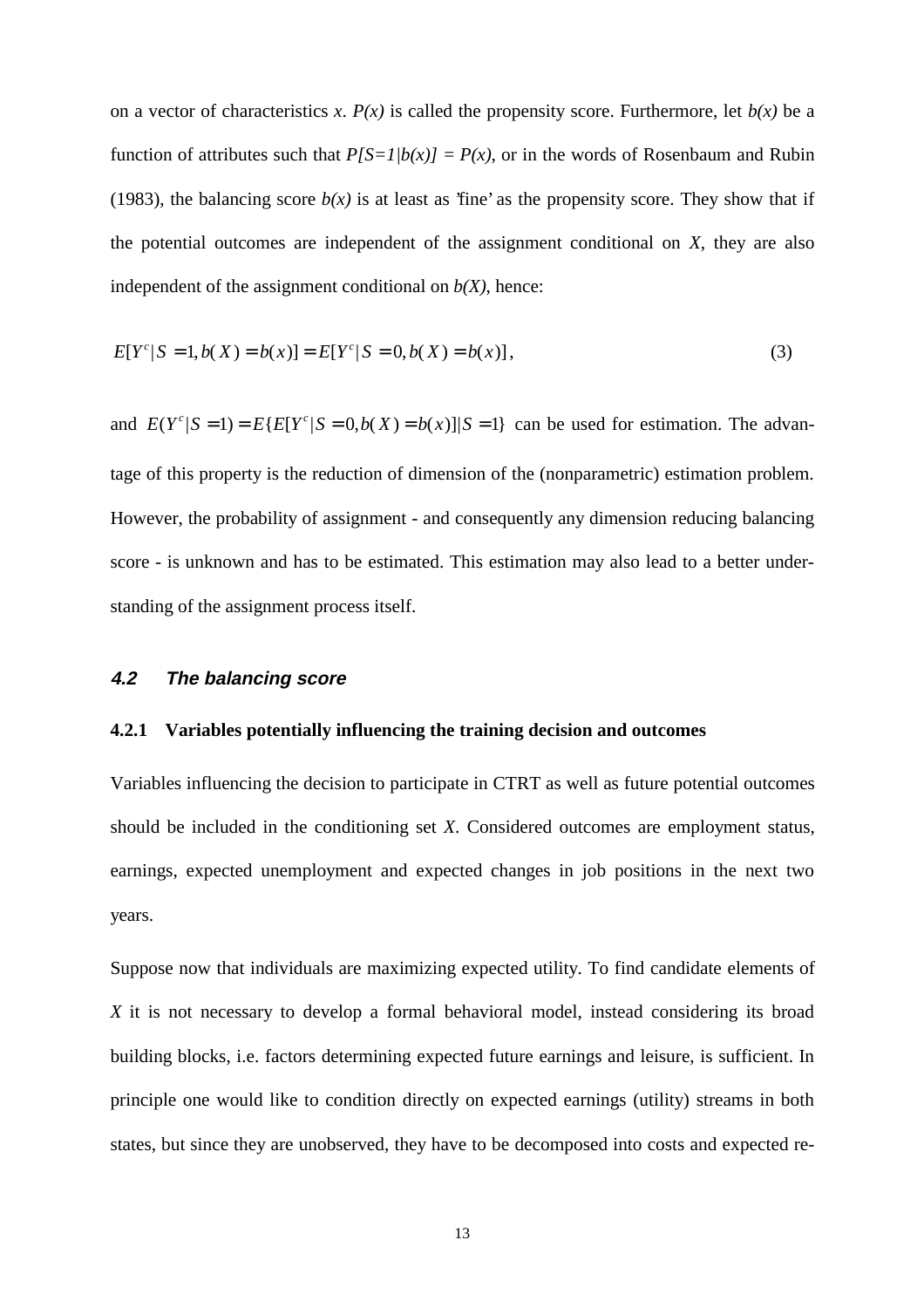on a vector of characteristics *x*. *P(x)* is called the propensity score. Furthermore, let *b(x)* be a function of attributes such that $P[S=1|b(x)] = P(x)$, or in the words of Rosenbaum and Rubin (1983), the balancing score *b(x)* is at least as 'fine' as the propensity score. They show that if the potential outcomes are independent of the assignment conditional on *X*, they are also independent of the assignment conditional on *b(X)*, hence:

$$E[Y^c | S = 1, b(X) = b(x)] = E[Y^c | S = 0, b(X) = b(x)], \tag{3}$$

and $E(Y^c | S = 1) = E\{E[Y^c | S = 0, b(X) = b(x)] | S = 1\}$ can be used for estimation. The advantage of this property is the reduction of dimension of the (nonparametric) estimation problem. However, the probability of assignment - and consequently any dimension reducing balancing score - is unknown and has to be estimated. This estimation may also lead to a better understanding of the assignment process itself.

## 4.2 The balancing score

### 4.2.1 Variables potentially influencing the training decision and outcomes

Variables influencing the decision to participate in CTRT as well as future potential outcomes should be included in the conditioning set *X*. Considered outcomes are employment status, earnings, expected unemployment and expected changes in job positions in the next two years.

Suppose now that individuals are maximizing expected utility. To find candidate elements of *X* it is not necessary to develop a formal behavioral model, instead considering its broad building blocks, i.e. factors determining expected future earnings and leisure, is sufficient. In principle one would like to condition directly on expected earnings (utility) streams in both states, but since they are unobserved, they have to be decomposed into costs and expected re-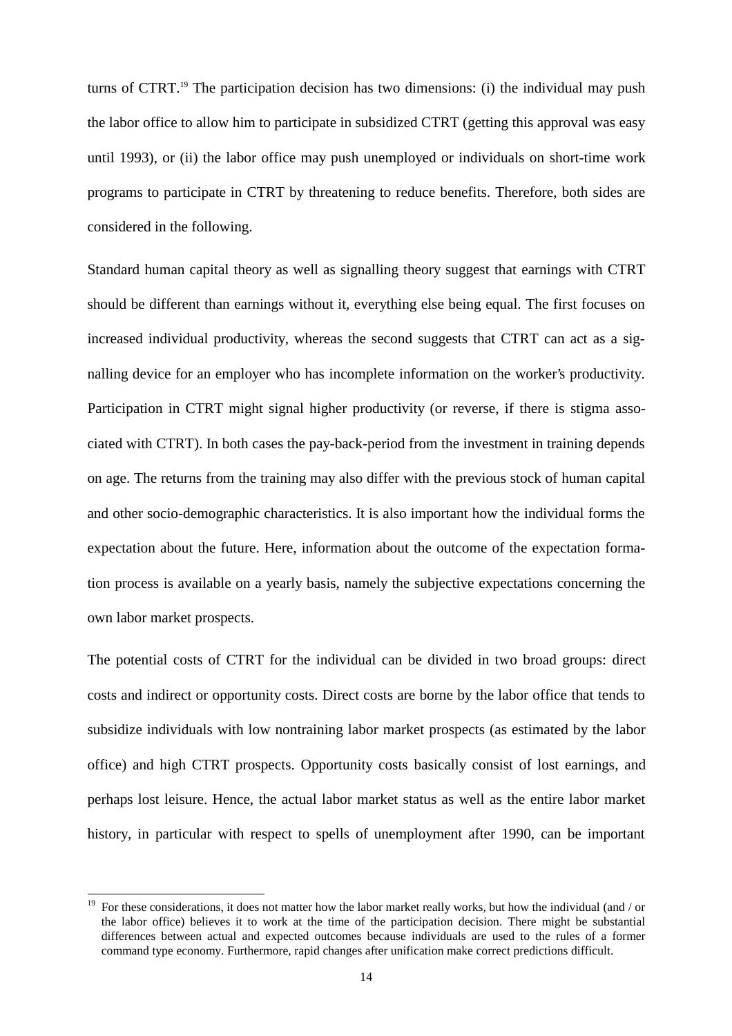turns of CTRT.[19] The participation decision has two dimensions: (i) the individual may push the labor office to allow him to participate in subsidized CTRT (getting this approval was easy until 1993), or (ii) the labor office may push unemployed or individuals on short-time work programs to participate in CTRT by threatening to reduce benefits. Therefore, both sides are considered in the following.

Standard human capital theory as well as signalling theory suggest that earnings with CTRT should be different than earnings without it, everything else being equal. The first focuses on increased individual productivity, whereas the second suggests that CTRT can act as a signalling device for an employer who has incomplete information on the worker's productivity. Participation in CTRT might signal higher productivity (or reverse, if there is stigma associated with CTRT). In both cases the pay-back-period from the investment in training depends on age. The returns from the training may also differ with the previous stock of human capital and other socio-demographic characteristics. It is also important how the individual forms the expectation about the future. Here, information about the outcome of the expectation formation process is available on a yearly basis, namely the subjective expectations concerning the own labor market prospects.

The potential costs of CTRT for the individual can be divided in two broad groups: direct costs and indirect or opportunity costs. Direct costs are borne by the labor office that tends to subsidize individuals with low nontraining labor market prospects (as estimated by the labor office) and high CTRT prospects. Opportunity costs basically consist of lost earnings, and perhaps lost leisure. Hence, the actual labor market status as well as the entire labor market history, in particular with respect to spells of unemployment after 1990, can be important

[19] For these considerations, it does not matter how the labor market really works, but how the individual (and / or the labor office) believes it to work at the time of the participation decision. There might be substantial differences between actual and expected outcomes because individuals are used to the rules of a former command type economy. Furthermore, rapid changes after unification make correct predictions difficult.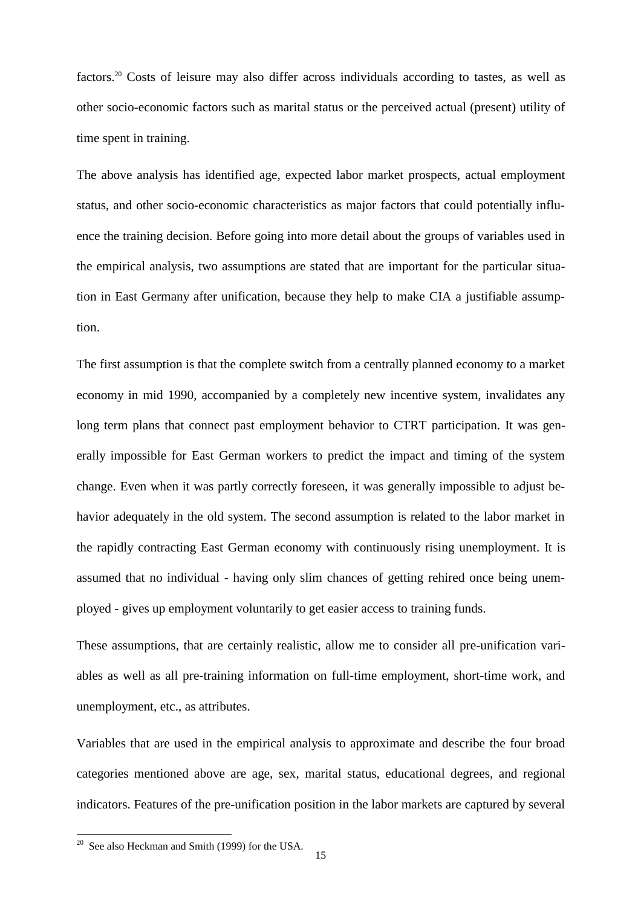factors.[20] Costs of leisure may also differ across individuals according to tastes, as well as other socio-economic factors such as marital status or the perceived actual (present) utility of time spent in training.

The above analysis has identified age, expected labor market prospects, actual employment status, and other socio-economic characteristics as major factors that could potentially influence the training decision. Before going into more detail about the groups of variables used in the empirical analysis, two assumptions are stated that are important for the particular situation in East Germany after unification, because they help to make CIA a justifiable assumption.

The first assumption is that the complete switch from a centrally planned economy to a market economy in mid 1990, accompanied by a completely new incentive system, invalidates any long term plans that connect past employment behavior to CTRT participation. It was generally impossible for East German workers to predict the impact and timing of the system change. Even when it was partly correctly foreseen, it was generally impossible to adjust behavior adequately in the old system. The second assumption is related to the labor market in the rapidly contracting East German economy with continuously rising unemployment. It is assumed that no individual - having only slim chances of getting rehired once being unemployed - gives up employment voluntarily to get easier access to training funds.

These assumptions, that are certainly realistic, allow me to consider all pre-unification variables as well as all pre-training information on full-time employment, short-time work, and unemployment, etc., as attributes.

Variables that are used in the empirical analysis to approximate and describe the four broad categories mentioned above are age, sex, marital status, educational degrees, and regional indicators. Features of the pre-unification position in the labor markets are captured by several

[20] See also Heckman and Smith (1999) for the USA.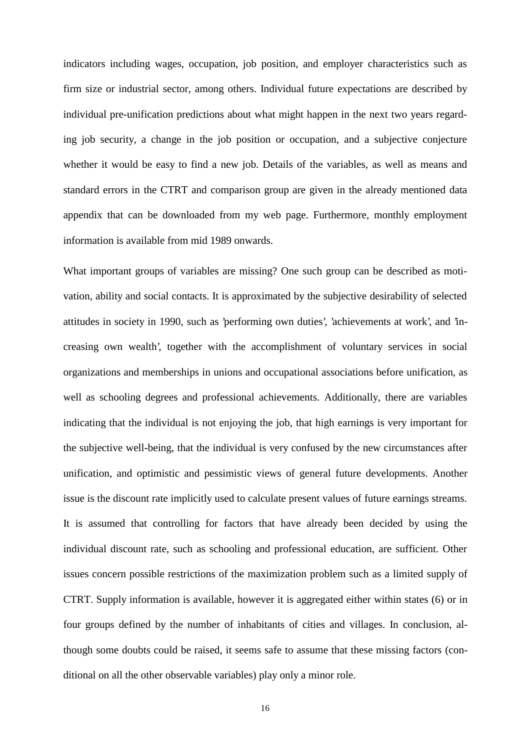indicators including wages, occupation, job position, and employer characteristics such as firm size or industrial sector, among others. Individual future expectations are described by individual pre-unification predictions about what might happen in the next two years regarding job security, a change in the job position or occupation, and a subjective conjecture whether it would be easy to find a new job. Details of the variables, as well as means and standard errors in the CTRT and comparison group are given in the already mentioned data appendix that can be downloaded from my web page. Furthermore, monthly employment information is available from mid 1989 onwards.

What important groups of variables are missing? One such group can be described as motivation, ability and social contacts. It is approximated by the subjective desirability of selected attitudes in society in 1990, such as 'performing own duties', 'achievements at work', and 'increasing own wealth', together with the accomplishment of voluntary services in social organizations and memberships in unions and occupational associations before unification, as well as schooling degrees and professional achievements. Additionally, there are variables indicating that the individual is not enjoying the job, that high earnings is very important for the subjective well-being, that the individual is very confused by the new circumstances after unification, and optimistic and pessimistic views of general future developments. Another issue is the discount rate implicitly used to calculate present values of future earnings streams. It is assumed that controlling for factors that have already been decided by using the individual discount rate, such as schooling and professional education, are sufficient. Other issues concern possible restrictions of the maximization problem such as a limited supply of CTRT. Supply information is available, however it is aggregated either within states (6) or in four groups defined by the number of inhabitants of cities and villages. In conclusion, although some doubts could be raised, it seems safe to assume that these missing factors (conditional on all the other observable variables) play only a minor role.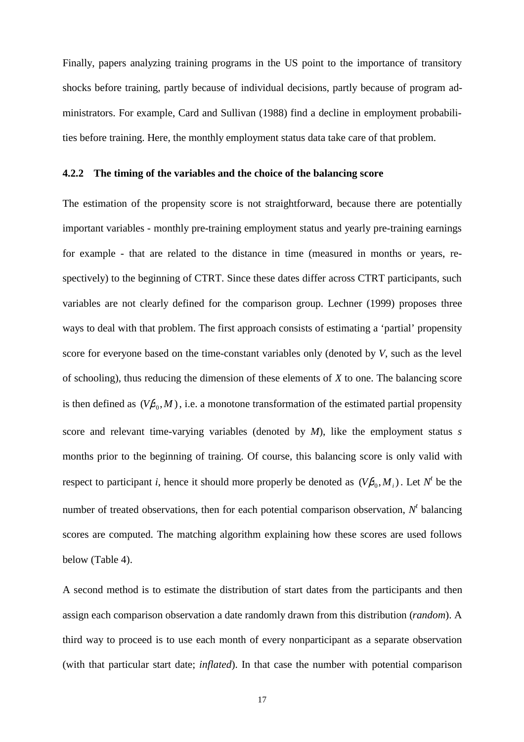Finally, papers analyzing training programs in the US point to the importance of transitory shocks before training, partly because of individual decisions, partly because of program administrators. For example, Card and Sullivan (1988) find a decline in employment probabilities before training. Here, the monthly employment status data take care of that problem.

### 4.2.2 The timing of the variables and the choice of the balancing score

The estimation of the propensity score is not straightforward, because there are potentially important variables - monthly pre-training employment status and yearly pre-training earnings for example - that are related to the distance in time (measured in months or years, respectively) to the beginning of CTRT. Since these dates differ across CTRT participants, such variables are not clearly defined for the comparison group. Lechner (1999) proposes three ways to deal with that problem. The first approach consists of estimating a 'partial' propensity score for everyone based on the time-constant variables only (denoted by *V*, such as the level of schooling), thus reducing the dimension of these elements of *X* to one. The balancing score is then defined as $(V\beta_0, M)$, i.e. a monotone transformation of the estimated partial propensity score and relevant time-varying variables (denoted by *M*), like the employment status *s* months prior to the beginning of training. Of course, this balancing score is only valid with respect to participant *i*, hence it should more properly be denoted as $(V\beta_0, M_i)$. Let $N^t$ be the number of treated observations, then for each potential comparison observation, $N^t$ balancing scores are computed. The matching algorithm explaining how these scores are used follows below (Table 4).

A second method is to estimate the distribution of start dates from the participants and then assign each comparison observation a date randomly drawn from this distribution (*random*). A third way to proceed is to use each month of every nonparticipant as a separate observation (with that particular start date; *inflated*). In that case the number with potential comparison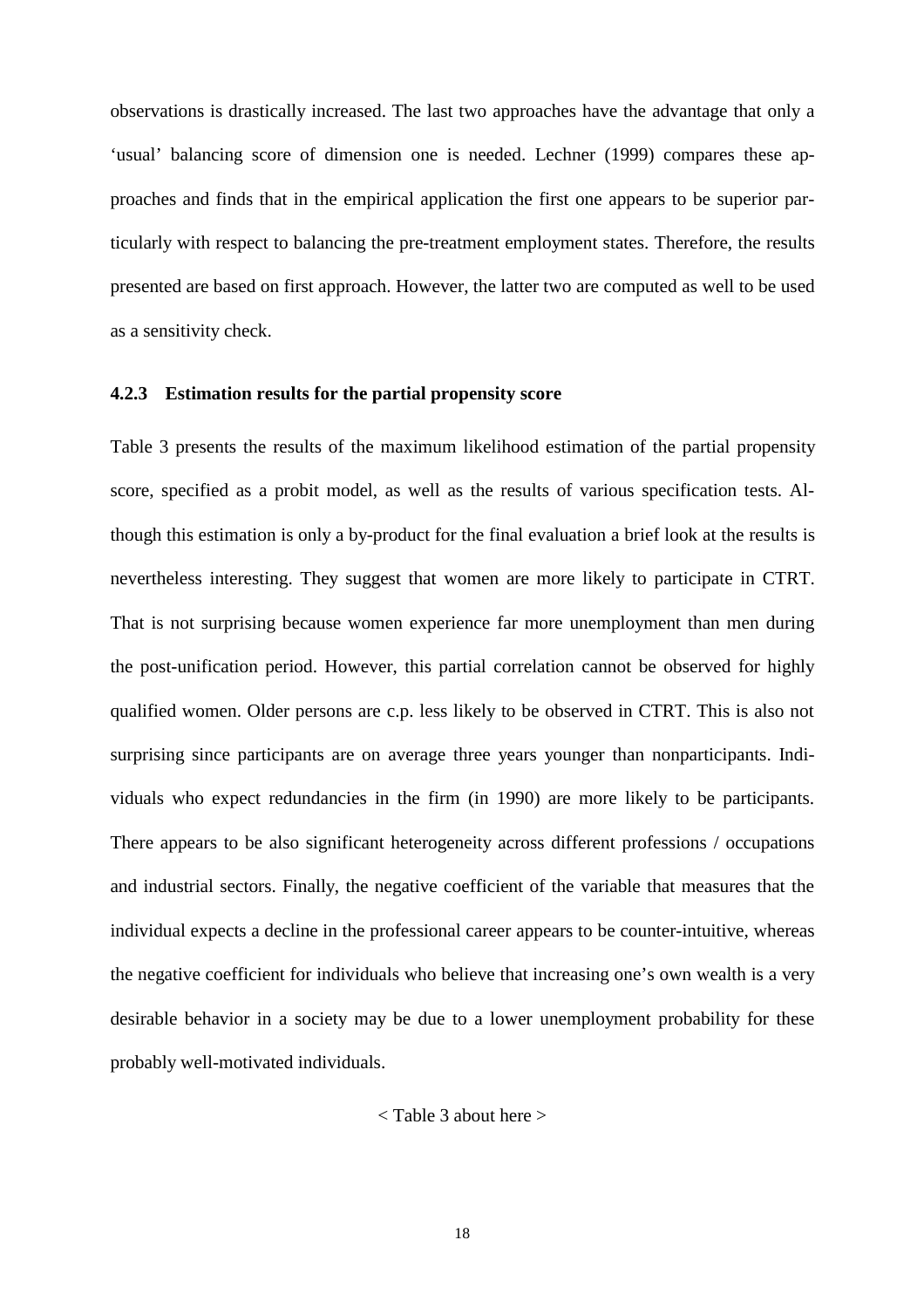observations is drastically increased. The last two approaches have the advantage that only a 'usual' balancing score of dimension one is needed. Lechner (1999) compares these approaches and finds that in the empirical application the first one appears to be superior particularly with respect to balancing the pre-treatment employment states. Therefore, the results presented are based on first approach. However, the latter two are computed as well to be used as a sensitivity check.

### 4.2.3 Estimation results for the partial propensity score

Table 3 presents the results of the maximum likelihood estimation of the partial propensity score, specified as a probit model, as well as the results of various specification tests. Although this estimation is only a by-product for the final evaluation a brief look at the results is nevertheless interesting. They suggest that women are more likely to participate in CTRT. That is not surprising because women experience far more unemployment than men during the post-unification period. However, this partial correlation cannot be observed for highly qualified women. Older persons are c.p. less likely to be observed in CTRT. This is also not surprising since participants are on average three years younger than nonparticipants. Individuals who expect redundancies in the firm (in 1990) are more likely to be participants. There appears to be also significant heterogeneity across different professions / occupations and industrial sectors. Finally, the negative coefficient of the variable that measures that the individual expects a decline in the professional career appears to be counter-intuitive, whereas the negative coefficient for individuals who believe that increasing one's own wealth is a very desirable behavior in a society may be due to a lower unemployment probability for these probably well-motivated individuals.

< Table 3 about here >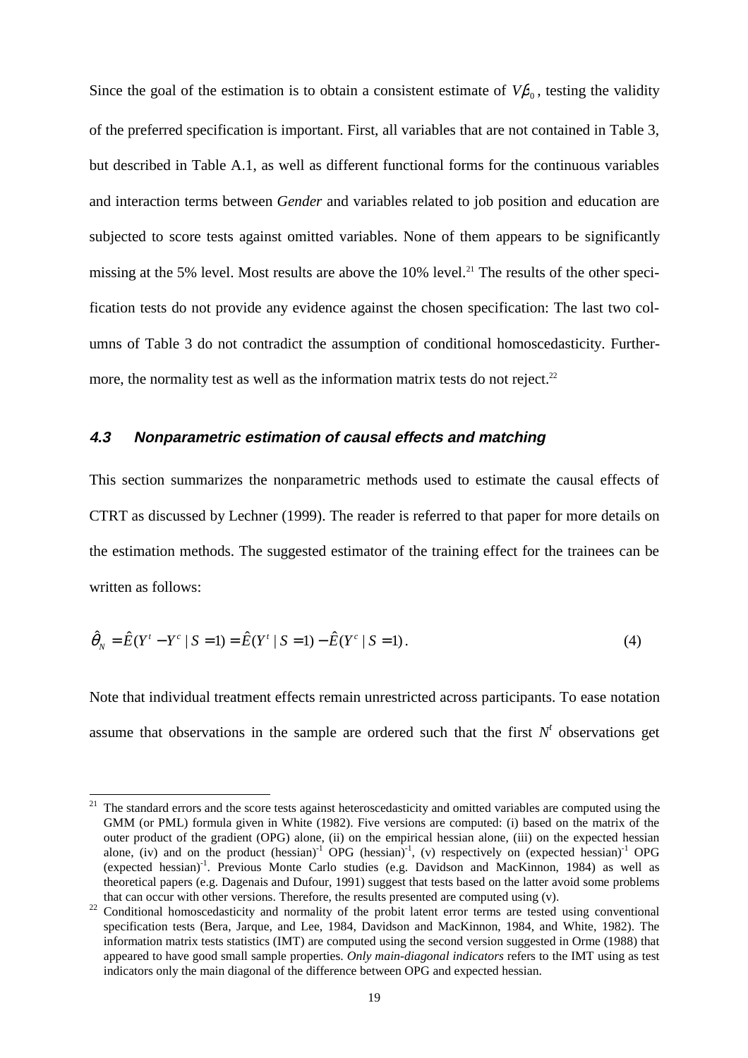Since the goal of the estimation is to obtain a consistent estimate of $V\beta_0$, testing the validity of the preferred specification is important. First, all variables that are not contained in Table 3, but described in Table A.1, as well as different functional forms for the continuous variables and interaction terms between *Gender* and variables related to job position and education are subjected to score tests against omitted variables. None of them appears to be significantly missing at the 5% level. Most results are above the 10% level.[21] The results of the other specification tests do not provide any evidence against the chosen specification: The last two columns of Table 3 do not contradict the assumption of conditional homoscedasticity. Furthermore, the normality test as well as the information matrix tests do not reject.[22]

### 4.3 Nonparametric estimation of causal effects and matching

This section summarizes the nonparametric methods used to estimate the causal effects of CTRT as discussed by Lechner (1999). The reader is referred to that paper for more details on the estimation methods. The suggested estimator of the training effect for the trainees can be written as follows:

$$\hat{\theta}_N = \hat{E}(Y^t - Y^c \mid S=1) = \hat{E}(Y^t \mid S=1) - \hat{E}(Y^c \mid S=1). \tag{4}$$

Note that individual treatment effects remain unrestricted across participants. To ease notation assume that observations in the sample are ordered such that the first $N^t$ observations get

---

[21] The standard errors and the score tests against heteroscedasticity and omitted variables are computed using the GMM (or PML) formula given in White (1982). Five versions are computed: (i) based on the matrix of the outer product of the gradient (OPG) alone, (ii) on the empirical hessian alone, (iii) on the expected hessian alone, (iv) and on the product $(\text{hessian})^{-1}$ OPG $(\text{hessian})^{-1}$, (v) respectively on $(\text{expected hessian})^{-1}$ OPG $(\text{expected hessian})^{-1}$. Previous Monte Carlo studies (e.g. Davidson and MacKinnon, 1984) as well as theoretical papers (e.g. Dagenais and Dufour, 1991) suggest that tests based on the latter avoid some problems that can occur with other versions. Therefore, the results presented are computed using (v).

[22] Conditional homoscedasticity and normality of the probit latent error terms are tested using conventional specification tests (Bera, Jarque, and Lee, 1984, Davidson and MacKinnon, 1984, and White, 1982). The information matrix tests statistics (IMT) are computed using the second version suggested in Orme (1988) that appeared to have good small sample properties. *Only main-diagonal indicators* refers to the IMT using as test indicators only the main diagonal of the difference between OPG and expected hessian.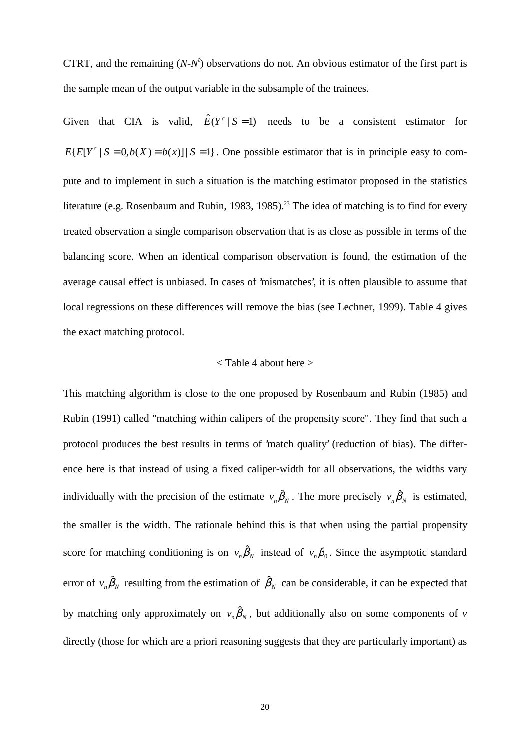CTRT, and the remaining ($N$-$N^t$) observations do not. An obvious estimator of the first part is the sample mean of the output variable in the subsample of the trainees.

Given that CIA is valid, $\hat{E}(Y^c \mid S=1)$ needs to be a consistent estimator for $E\{E[Y^c \mid S=0, b(X)=b(x)] \mid S=1\}$. One possible estimator that is in principle easy to compute and to implement in such a situation is the matching estimator proposed in the statistics literature (e.g. Rosenbaum and Rubin, 1983, 1985).[23] The idea of matching is to find for every treated observation a single comparison observation that is as close as possible in terms of the balancing score. When an identical comparison observation is found, the estimation of the average causal effect is unbiased. In cases of 'mismatches', it is often plausible to assume that local regressions on these differences will remove the bias (see Lechner, 1999). Table 4 gives the exact matching protocol.

< Table 4 about here >

This matching algorithm is close to the one proposed by Rosenbaum and Rubin (1985) and Rubin (1991) called "matching within calipers of the propensity score". They find that such a protocol produces the best results in terms of 'match quality' (reduction of bias). The difference here is that instead of using a fixed caliper-width for all observations, the widths vary individually with the precision of the estimate $v_n\hat{\beta}_N$. The more precisely $v_n\hat{\beta}_N$ is estimated, the smaller is the width. The rationale behind this is that when using the partial propensity score for matching conditioning is on $v_n\hat{\beta}_N$ instead of $v_n\beta_0$. Since the asymptotic standard error of $v_n\hat{\beta}_N$ resulting from the estimation of $\hat{\beta}_N$ can be considerable, it can be expected that by matching only approximately on $v_n\hat{\beta}_N$, but additionally also on some components of $v$ directly (those for which are a priori reasoning suggests that they are particularly important) as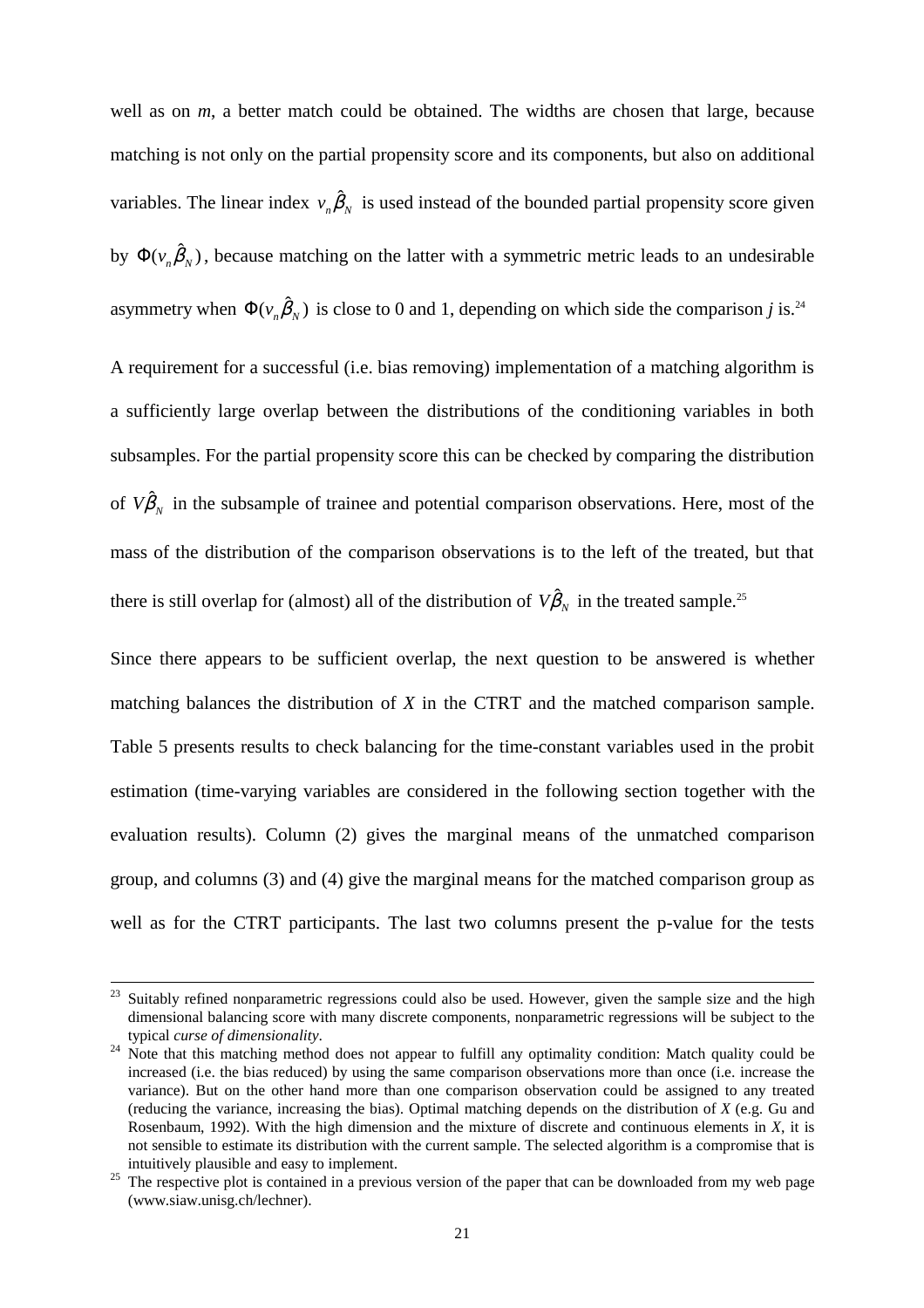well as on *m*, a better match could be obtained. The widths are chosen that large, because matching is not only on the partial propensity score and its components, but also on additional variables. The linear index $v_n\hat{\beta}_N$ is used instead of the bounded partial propensity score given by $\Phi(v_n\hat{\beta}_N)$, because matching on the latter with a symmetric metric leads to an undesirable asymmetry when $\Phi(v_n\hat{\beta}_N)$ is close to 0 and 1, depending on which side the comparison *j* is.[24]

A requirement for a successful (i.e. bias removing) implementation of a matching algorithm is a sufficiently large overlap between the distributions of the conditioning variables in both subsamples. For the partial propensity score this can be checked by comparing the distribution of $V\hat{\beta}_N$ in the subsample of trainee and potential comparison observations. Here, most of the mass of the distribution of the comparison observations is to the left of the treated, but that there is still overlap for (almost) all of the distribution of $V\hat{\beta}_N$ in the treated sample.[25]

Since there appears to be sufficient overlap, the next question to be answered is whether matching balances the distribution of *X* in the CTRT and the matched comparison sample. Table 5 presents results to check balancing for the time-constant variables used in the probit estimation (time-varying variables are considered in the following section together with the evaluation results). Column (2) gives the marginal means of the unmatched comparison group, and columns (3) and (4) give the marginal means for the matched comparison group as well as for the CTRT participants. The last two columns present the p-value for the tests

---

[23] Suitably refined nonparametric regressions could also be used. However, given the sample size and the high dimensional balancing score with many discrete components, nonparametric regressions will be subject to the typical *curse of dimensionality*.

[24] Note that this matching method does not appear to fulfill any optimality condition: Match quality could be increased (i.e. the bias reduced) by using the same comparison observations more than once (i.e. increase the variance). But on the other hand more than one comparison observation could be assigned to any treated (reducing the variance, increasing the bias). Optimal matching depends on the distribution of *X* (e.g. Gu and Rosenbaum, 1992). With the high dimension and the mixture of discrete and continuous elements in *X*, it is not sensible to estimate its distribution with the current sample. The selected algorithm is a compromise that is intuitively plausible and easy to implement.

[25] The respective plot is contained in a previous version of the paper that can be downloaded from my web page (www.siaw.unisg.ch/lechner).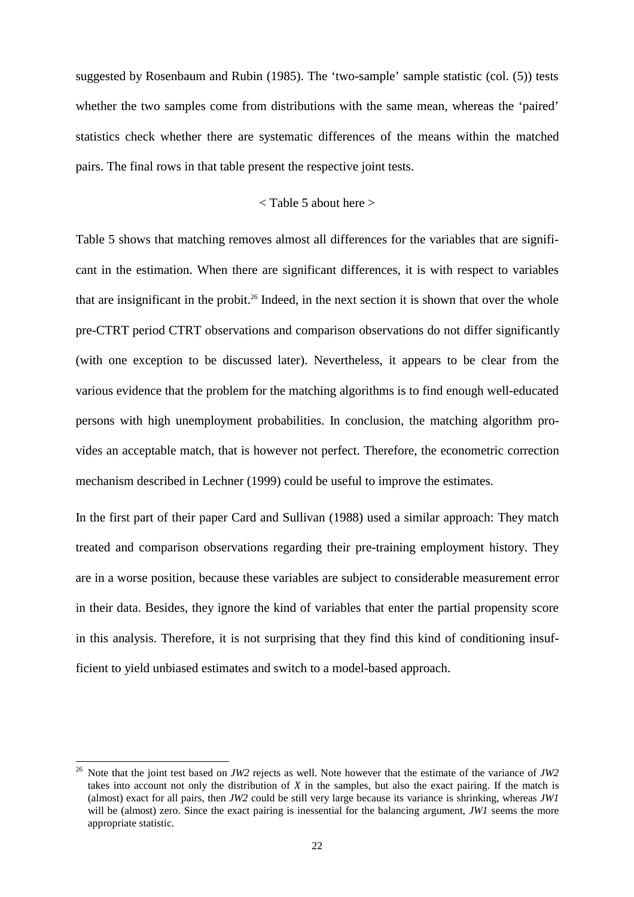suggested by Rosenbaum and Rubin (1985). The 'two-sample' sample statistic (col. (5)) tests whether the two samples come from distributions with the same mean, whereas the 'paired' statistics check whether there are systematic differences of the means within the matched pairs. The final rows in that table present the respective joint tests.

< Table 5 about here >

Table 5 shows that matching removes almost all differences for the variables that are significant in the estimation. When there are significant differences, it is with respect to variables that are insignificant in the probit.[26] Indeed, in the next section it is shown that over the whole pre-CTRT period CTRT observations and comparison observations do not differ significantly (with one exception to be discussed later). Nevertheless, it appears to be clear from the various evidence that the problem for the matching algorithms is to find enough well-educated persons with high unemployment probabilities. In conclusion, the matching algorithm provides an acceptable match, that is however not perfect. Therefore, the econometric correction mechanism described in Lechner (1999) could be useful to improve the estimates.

In the first part of their paper Card and Sullivan (1988) used a similar approach: They match treated and comparison observations regarding their pre-training employment history. They are in a worse position, because these variables are subject to considerable measurement error in their data. Besides, they ignore the kind of variables that enter the partial propensity score in this analysis. Therefore, it is not surprising that they find this kind of conditioning insufficient to yield unbiased estimates and switch to a model-based approach.

---

[26] Note that the joint test based on *JW2* rejects as well. Note however that the estimate of the variance of *JW2* takes into account not only the distribution of $X$ in the samples, but also the exact pairing. If the match is (almost) exact for all pairs, then *JW2* could be still very large because its variance is shrinking, whereas *JW1* will be (almost) zero. Since the exact pairing is inessential for the balancing argument, *JW1* seems the more appropriate statistic.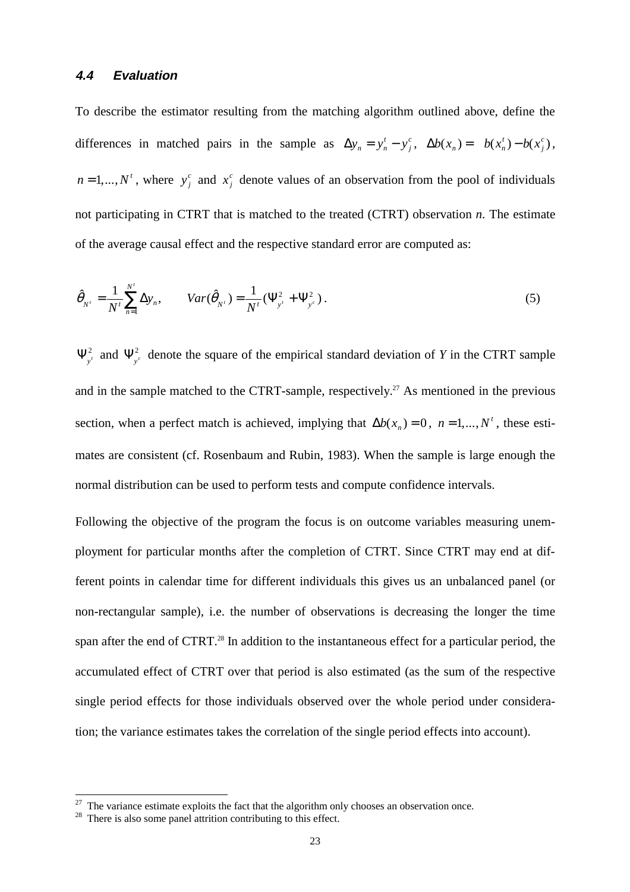### 4.4 Evaluation

To describe the estimator resulting from the matching algorithm outlined above, define the differences in matched pairs in the sample as $\Delta y_n = y_n^t - y_j^c$, $\Delta b(x_n) = b(x_n^t) - b(x_j^c)$, $n = 1,..., N^t$, where $y_j^c$ and $x_j^c$ denote values of an observation from the pool of individuals not participating in CTRT that is matched to the treated (CTRT) observation *n*. The estimate of the average causal effect and the respective standard error are computed as:

$$\hat{\theta}_{N^t} = \frac{1}{N^t}\sum_{n=1}^{N^t}\Delta y_n, \qquad Var(\hat{\theta}_{N^t}) = \frac{1}{N^t}(\Psi_{y^t}^2 + \Psi_{y^c}^2)\,. \tag{5}$$

$\Psi_{y^t}^2$ and $\Psi_{y^c}^2$ denote the square of the empirical standard deviation of *Y* in the CTRT sample and in the sample matched to the CTRT-sample, respectively.[27] As mentioned in the previous section, when a perfect match is achieved, implying that $\Delta b(x_n) = 0$, $n = 1,..., N^t$, these estimates are consistent (cf. Rosenbaum and Rubin, 1983). When the sample is large enough the normal distribution can be used to perform tests and compute confidence intervals.

Following the objective of the program the focus is on outcome variables measuring unemployment for particular months after the completion of CTRT. Since CTRT may end at different points in calendar time for different individuals this gives us an unbalanced panel (or non-rectangular sample), i.e. the number of observations is decreasing the longer the time span after the end of CTRT.[28] In addition to the instantaneous effect for a particular period, the accumulated effect of CTRT over that period is also estimated (as the sum of the respective single period effects for those individuals observed over the whole period under consideration; the variance estimates takes the correlation of the single period effects into account).

---

[27] The variance estimate exploits the fact that the algorithm only chooses an observation once.

[28] There is also some panel attrition contributing to this effect.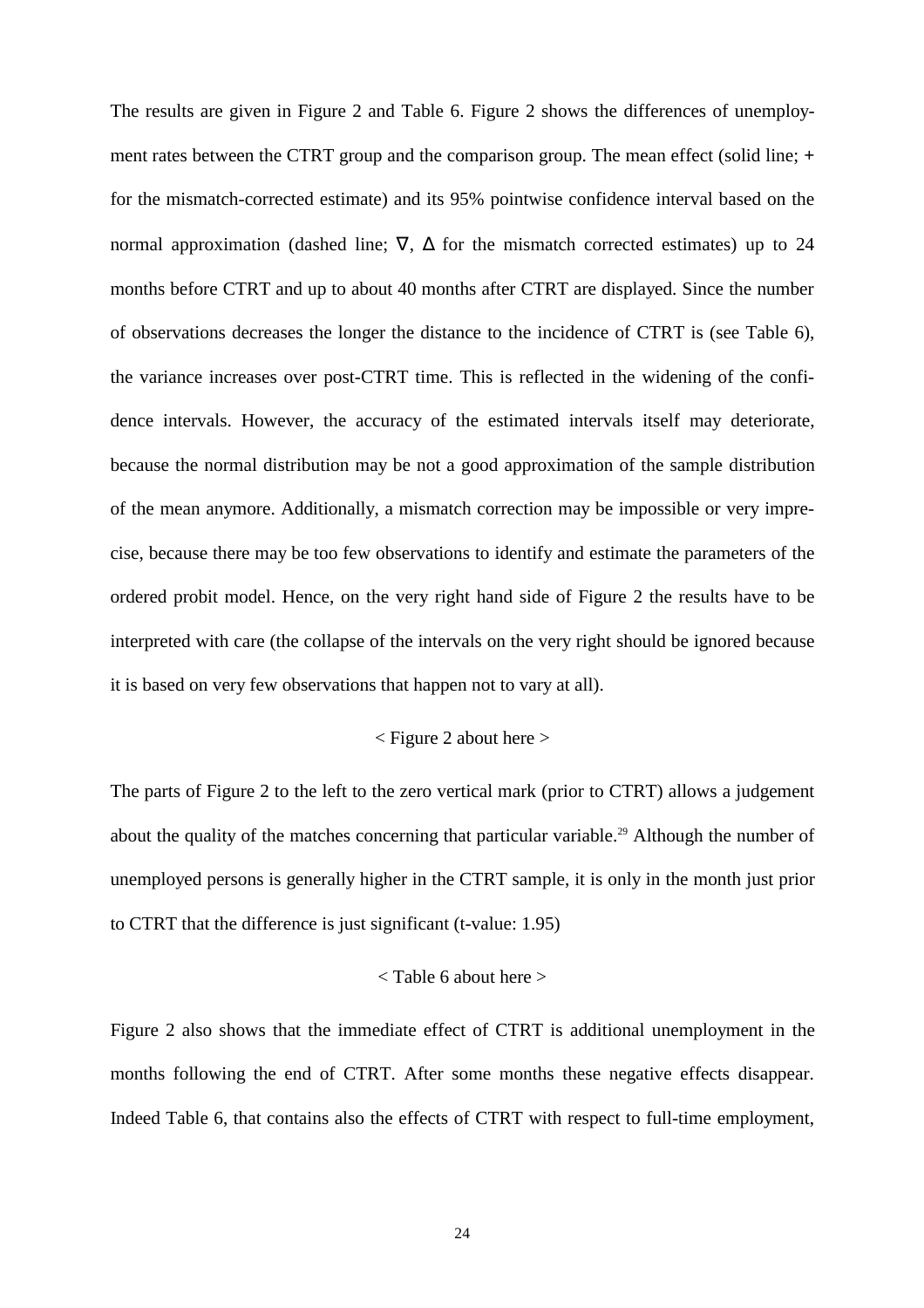The results are given in Figure 2 and Table 6. Figure 2 shows the differences of unemployment rates between the CTRT group and the comparison group. The mean effect (solid line; + for the mismatch-corrected estimate) and its 95% pointwise confidence interval based on the normal approximation (dashed line; ∇, Δ for the mismatch corrected estimates) up to 24 months before CTRT and up to about 40 months after CTRT are displayed. Since the number of observations decreases the longer the distance to the incidence of CTRT is (see Table 6), the variance increases over post-CTRT time. This is reflected in the widening of the confidence intervals. However, the accuracy of the estimated intervals itself may deteriorate, because the normal distribution may be not a good approximation of the sample distribution of the mean anymore. Additionally, a mismatch correction may be impossible or very imprecise, because there may be too few observations to identify and estimate the parameters of the ordered probit model. Hence, on the very right hand side of Figure 2 the results have to be interpreted with care (the collapse of the intervals on the very right should be ignored because it is based on very few observations that happen not to vary at all).

< Figure 2 about here >

The parts of Figure 2 to the left to the zero vertical mark (prior to CTRT) allows a judgement about the quality of the matches concerning that particular variable.[29] Although the number of unemployed persons is generally higher in the CTRT sample, it is only in the month just prior to CTRT that the difference is just significant (t-value: 1.95)

< Table 6 about here >

Figure 2 also shows that the immediate effect of CTRT is additional unemployment in the months following the end of CTRT. After some months these negative effects disappear. Indeed Table 6, that contains also the effects of CTRT with respect to full-time employment,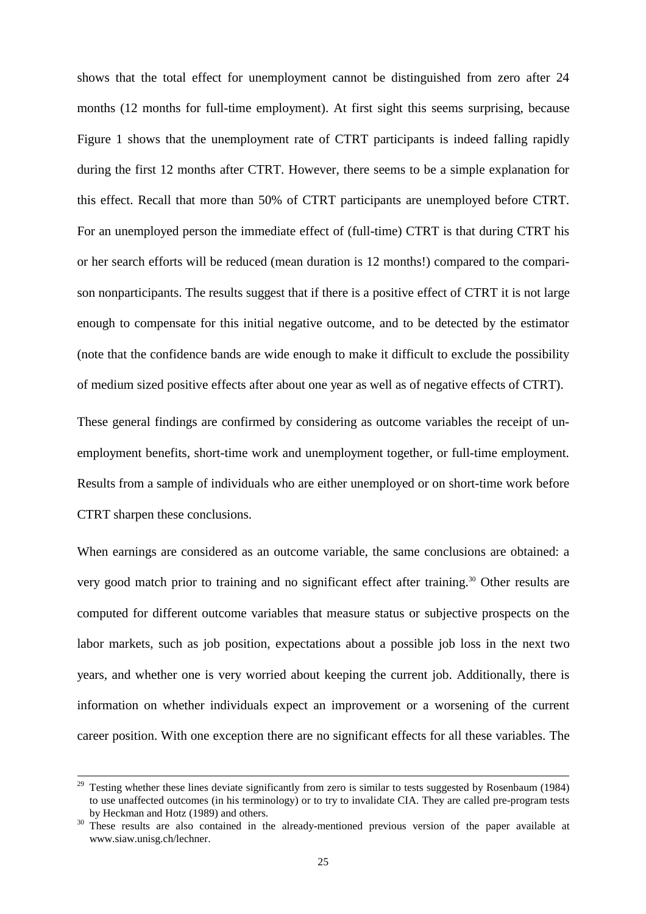shows that the total effect for unemployment cannot be distinguished from zero after 24 months (12 months for full-time employment). At first sight this seems surprising, because Figure 1 shows that the unemployment rate of CTRT participants is indeed falling rapidly during the first 12 months after CTRT. However, there seems to be a simple explanation for this effect. Recall that more than 50% of CTRT participants are unemployed before CTRT. For an unemployed person the immediate effect of (full-time) CTRT is that during CTRT his or her search efforts will be reduced (mean duration is 12 months!) compared to the comparison nonparticipants. The results suggest that if there is a positive effect of CTRT it is not large enough to compensate for this initial negative outcome, and to be detected by the estimator (note that the confidence bands are wide enough to make it difficult to exclude the possibility of medium sized positive effects after about one year as well as of negative effects of CTRT).

These general findings are confirmed by considering as outcome variables the receipt of unemployment benefits, short-time work and unemployment together, or full-time employment. Results from a sample of individuals who are either unemployed or on short-time work before CTRT sharpen these conclusions.

When earnings are considered as an outcome variable, the same conclusions are obtained: a very good match prior to training and no significant effect after training.[30] Other results are computed for different outcome variables that measure status or subjective prospects on the labor markets, such as job position, expectations about a possible job loss in the next two years, and whether one is very worried about keeping the current job. Additionally, there is information on whether individuals expect an improvement or a worsening of the current career position. With one exception there are no significant effects for all these variables. The

---

[29] Testing whether these lines deviate significantly from zero is similar to tests suggested by Rosenbaum (1984) to use unaffected outcomes (in his terminology) or to try to invalidate CIA. They are called pre-program tests by Heckman and Hotz (1989) and others.

[30] These results are also contained in the already-mentioned previous version of the paper available at www.siaw.unisg.ch/lechner.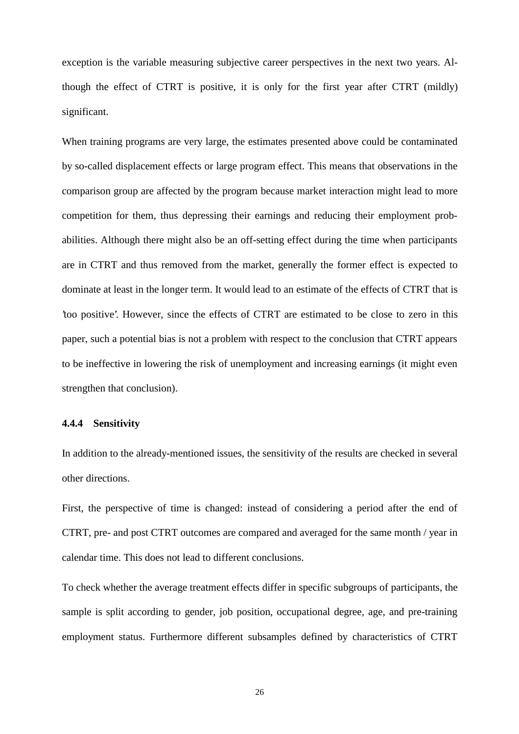exception is the variable measuring subjective career perspectives in the next two years. Although the effect of CTRT is positive, it is only for the first year after CTRT (mildly) significant.

When training programs are very large, the estimates presented above could be contaminated by so-called displacement effects or large program effect. This means that observations in the comparison group are affected by the program because market interaction might lead to more competition for them, thus depressing their earnings and reducing their employment probabilities. Although there might also be an off-setting effect during the time when participants are in CTRT and thus removed from the market, generally the former effect is expected to dominate at least in the longer term. It would lead to an estimate of the effects of CTRT that is 'too positive'. However, since the effects of CTRT are estimated to be close to zero in this paper, such a potential bias is not a problem with respect to the conclusion that CTRT appears to be ineffective in lowering the risk of unemployment and increasing earnings (it might even strengthen that conclusion).

#### 4.4.4 Sensitivity

In addition to the already-mentioned issues, the sensitivity of the results are checked in several other directions.

First, the perspective of time is changed: instead of considering a period after the end of CTRT, pre- and post CTRT outcomes are compared and averaged for the same month / year in calendar time. This does not lead to different conclusions.

To check whether the average treatment effects differ in specific subgroups of participants, the sample is split according to gender, job position, occupational degree, age, and pre-training employment status. Furthermore different subsamples defined by characteristics of CTRT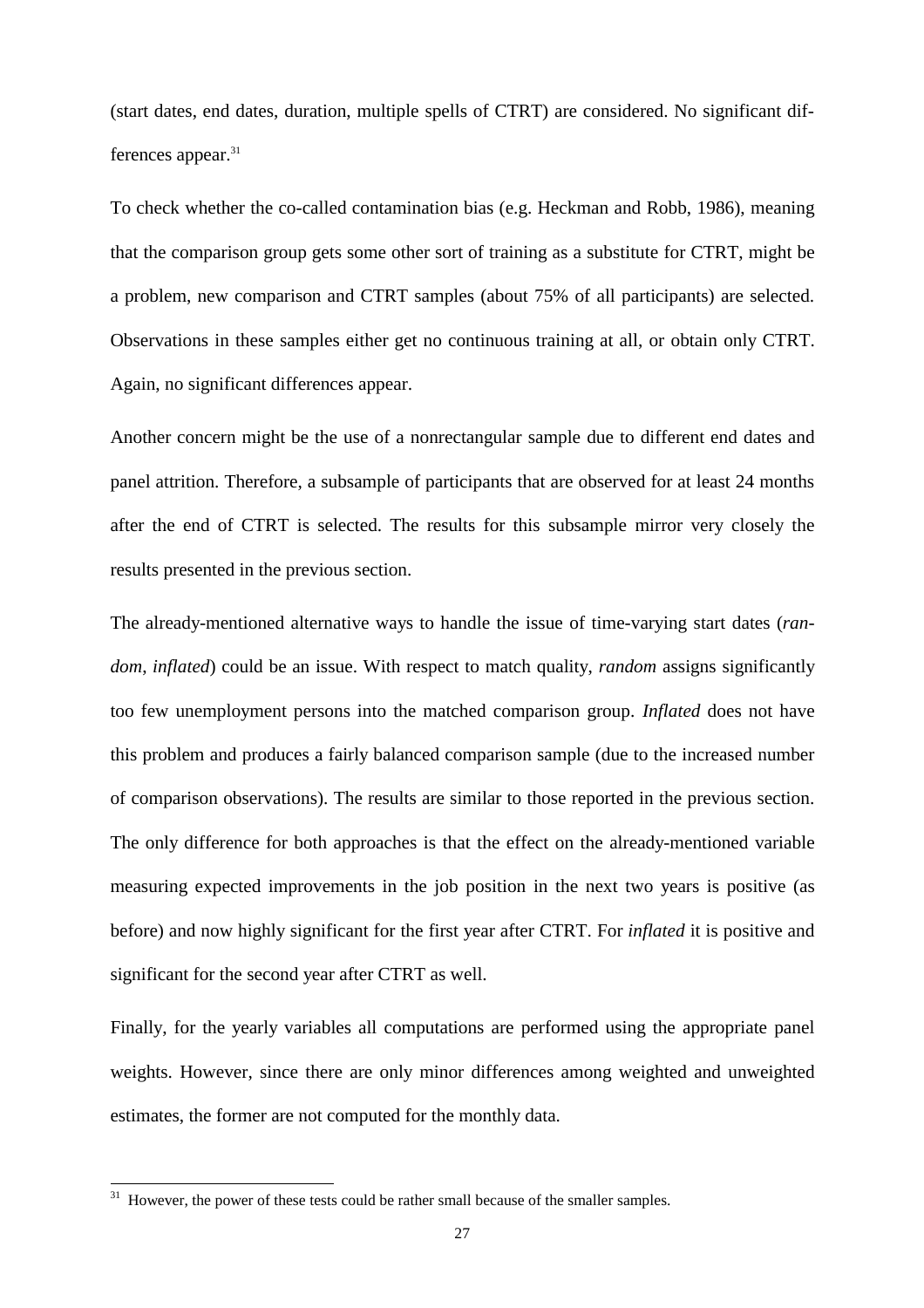(start dates, end dates, duration, multiple spells of CTRT) are considered. No significant differences appear.[31]

To check whether the co-called contamination bias (e.g. Heckman and Robb, 1986), meaning that the comparison group gets some other sort of training as a substitute for CTRT, might be a problem, new comparison and CTRT samples (about 75% of all participants) are selected. Observations in these samples either get no continuous training at all, or obtain only CTRT. Again, no significant differences appear.

Another concern might be the use of a nonrectangular sample due to different end dates and panel attrition. Therefore, a subsample of participants that are observed for at least 24 months after the end of CTRT is selected. The results for this subsample mirror very closely the results presented in the previous section.

The already-mentioned alternative ways to handle the issue of time-varying start dates (*random*, *inflated*) could be an issue. With respect to match quality, *random* assigns significantly too few unemployment persons into the matched comparison group. *Inflated* does not have this problem and produces a fairly balanced comparison sample (due to the increased number of comparison observations). The results are similar to those reported in the previous section. The only difference for both approaches is that the effect on the already-mentioned variable measuring expected improvements in the job position in the next two years is positive (as before) and now highly significant for the first year after CTRT. For *inflated* it is positive and significant for the second year after CTRT as well.

Finally, for the yearly variables all computations are performed using the appropriate panel weights. However, since there are only minor differences among weighted and unweighted estimates, the former are not computed for the monthly data.

---

[31] However, the power of these tests could be rather small because of the smaller samples.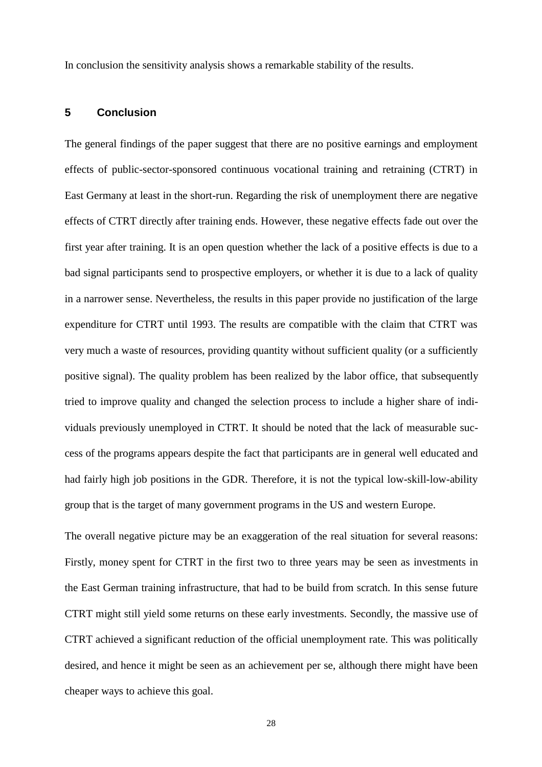In conclusion the sensitivity analysis shows a remarkable stability of the results.

## 5 Conclusion

The general findings of the paper suggest that there are no positive earnings and employment effects of public-sector-sponsored continuous vocational training and retraining (CTRT) in East Germany at least in the short-run. Regarding the risk of unemployment there are negative effects of CTRT directly after training ends. However, these negative effects fade out over the first year after training. It is an open question whether the lack of a positive effects is due to a bad signal participants send to prospective employers, or whether it is due to a lack of quality in a narrower sense. Nevertheless, the results in this paper provide no justification of the large expenditure for CTRT until 1993. The results are compatible with the claim that CTRT was very much a waste of resources, providing quantity without sufficient quality (or a sufficiently positive signal). The quality problem has been realized by the labor office, that subsequently tried to improve quality and changed the selection process to include a higher share of individuals previously unemployed in CTRT. It should be noted that the lack of measurable success of the programs appears despite the fact that participants are in general well educated and had fairly high job positions in the GDR. Therefore, it is not the typical low-skill-low-ability group that is the target of many government programs in the US and western Europe.

The overall negative picture may be an exaggeration of the real situation for several reasons: Firstly, money spent for CTRT in the first two to three years may be seen as investments in the East German training infrastructure, that had to be build from scratch. In this sense future CTRT might still yield some returns on these early investments. Secondly, the massive use of CTRT achieved a significant reduction of the official unemployment rate. This was politically desired, and hence it might be seen as an achievement per se, although there might have been cheaper ways to achieve this goal.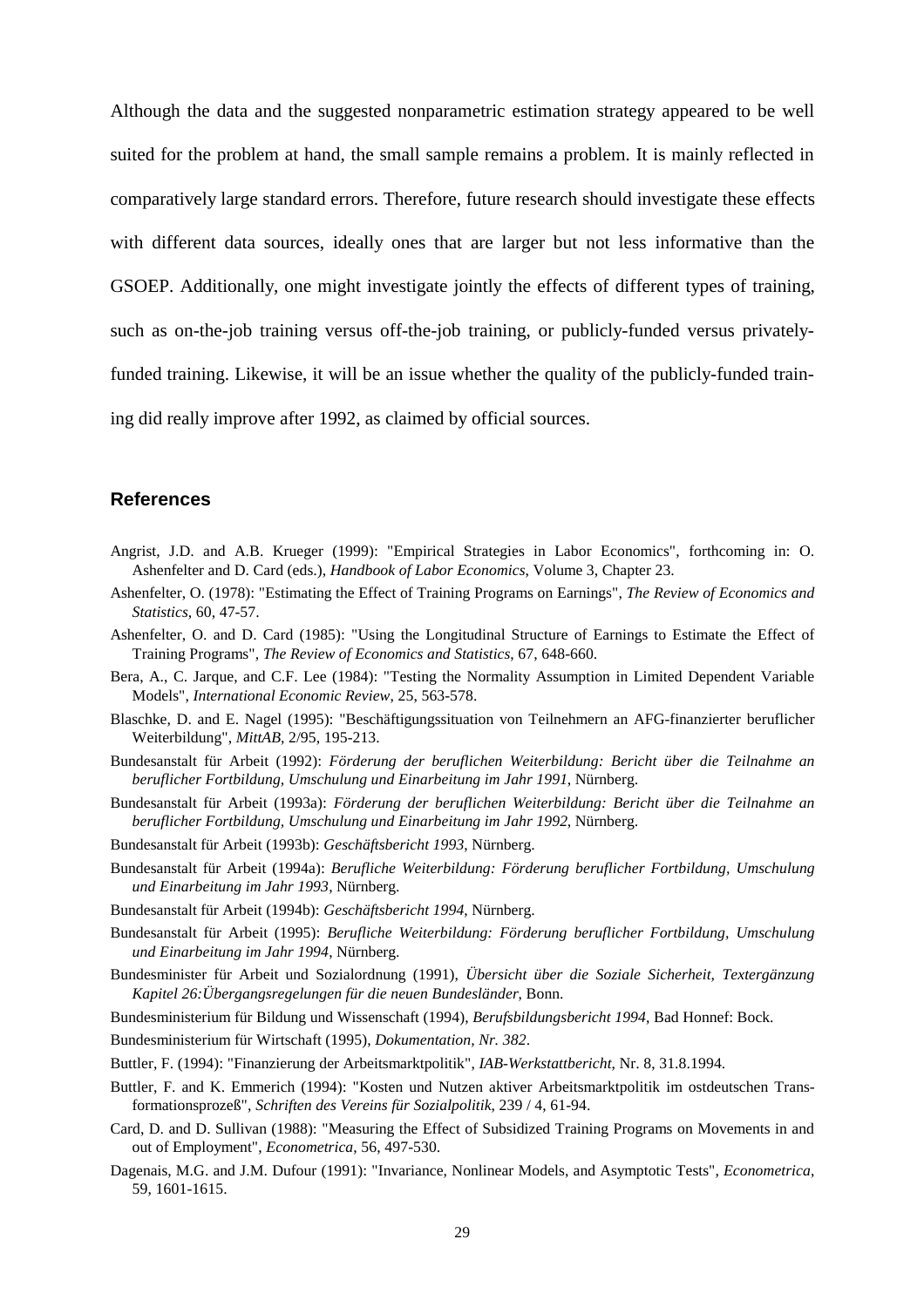Although the data and the suggested nonparametric estimation strategy appeared to be well suited for the problem at hand, the small sample remains a problem. It is mainly reflected in comparatively large standard errors. Therefore, future research should investigate these effects with different data sources, ideally ones that are larger but not less informative than the GSOEP. Additionally, one might investigate jointly the effects of different types of training, such as on-the-job training versus off-the-job training, or publicly-funded versus privately-funded training. Likewise, it will be an issue whether the quality of the publicly-funded training did really improve after 1992, as claimed by official sources.

## References

Angrist, J.D. and A.B. Krueger (1999): "Empirical Strategies in Labor Economics", forthcoming in: O. Ashenfelter and D. Card (eds.), *Handbook of Labor Economics*, Volume 3, Chapter 23.

Ashenfelter, O. (1978): "Estimating the Effect of Training Programs on Earnings", *The Review of Economics and Statistics*, 60, 47-57.

Ashenfelter, O. and D. Card (1985): "Using the Longitudinal Structure of Earnings to Estimate the Effect of Training Programs", *The Review of Economics and Statistics*, 67, 648-660.

Bera, A., C. Jarque, and C.F. Lee (1984): "Testing the Normality Assumption in Limited Dependent Variable Models", *International Economic Review*, 25, 563-578.

Blaschke, D. and E. Nagel (1995): "Beschäftigungssituation von Teilnehmern an AFG-finanzierter beruflicher Weiterbildung", *MittAB*, 2/95, 195-213.

Bundesanstalt für Arbeit (1992): *Förderung der beruflichen Weiterbildung: Bericht über die Teilnahme an beruflicher Fortbildung, Umschulung und Einarbeitung im Jahr 1991*, Nürnberg.

Bundesanstalt für Arbeit (1993a): *Förderung der beruflichen Weiterbildung: Bericht über die Teilnahme an beruflicher Fortbildung, Umschulung und Einarbeitung im Jahr 1992*, Nürnberg.

Bundesanstalt für Arbeit (1993b): *Geschäftsbericht 1993*, Nürnberg.

Bundesanstalt für Arbeit (1994a): *Berufliche Weiterbildung: Förderung beruflicher Fortbildung, Umschulung und Einarbeitung im Jahr 1993*, Nürnberg.

Bundesanstalt für Arbeit (1994b): *Geschäftsbericht 1994*, Nürnberg.

Bundesanstalt für Arbeit (1995): *Berufliche Weiterbildung: Förderung beruflicher Fortbildung, Umschulung und Einarbeitung im Jahr 1994*, Nürnberg.

Bundesminister für Arbeit und Sozialordnung (1991), *Übersicht über die Soziale Sicherheit, Textergänzung Kapitel 26:Übergangsregelungen für die neuen Bundesländer*, Bonn.

Bundesministerium für Bildung und Wissenschaft (1994), *Berufsbildungsbericht 1994*, Bad Honnef: Bock.

Bundesministerium für Wirtschaft (1995), *Dokumentation, Nr. 382*.

Buttler, F. (1994): "Finanzierung der Arbeitsmarktpolitik", *IAB-Werkstattbericht*, Nr. 8, 31.8.1994.

Buttler, F. and K. Emmerich (1994): "Kosten und Nutzen aktiver Arbeitsmarktpolitik im ostdeutschen Transformationsprozeß", *Schriften des Vereins für Sozialpolitik*, 239 / 4, 61-94.

Card, D. and D. Sullivan (1988): "Measuring the Effect of Subsidized Training Programs on Movements in and out of Employment", *Econometrica*, 56, 497-530.

Dagenais, M.G. and J.M. Dufour (1991): "Invariance, Nonlinear Models, and Asymptotic Tests", *Econometrica*, 59, 1601-1615.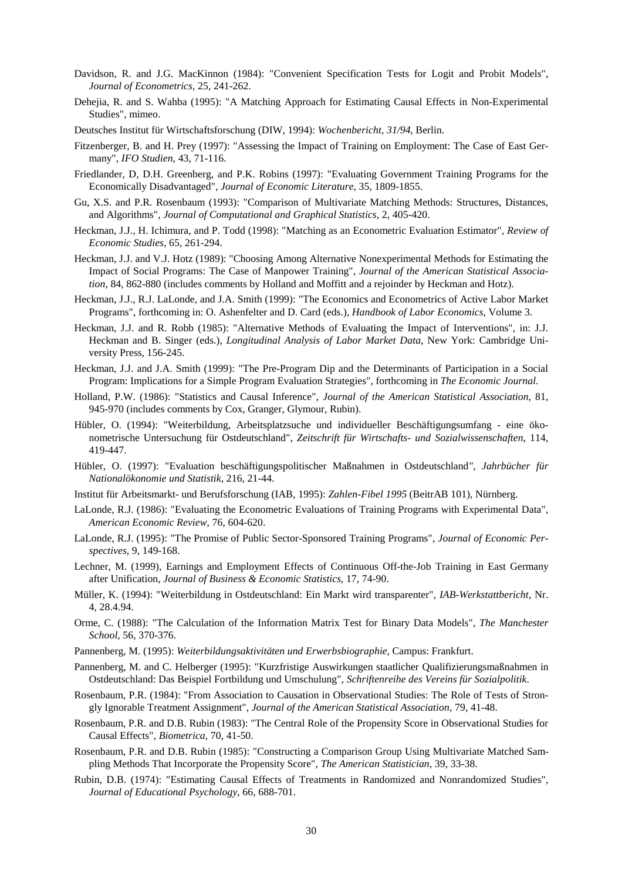Davidson, R. and J.G. MacKinnon (1984): "Convenient Specification Tests for Logit and Probit Models", *Journal of Econometrics*, 25, 241-262.

Dehejia, R. and S. Wahba (1995): "A Matching Approach for Estimating Causal Effects in Non-Experimental Studies", mimeo.

Deutsches Institut für Wirtschaftsforschung (DIW, 1994): *Wochenbericht, 31/94*, Berlin.

Fitzenberger, B. and H. Prey (1997): "Assessing the Impact of Training on Employment: The Case of East Germany", *IFO Studien*, 43, 71-116.

Friedlander, D, D.H. Greenberg, and P.K. Robins (1997): "Evaluating Government Training Programs for the Economically Disadvantaged", *Journal of Economic Literature*, 35, 1809-1855.

Gu, X.S. and P.R. Rosenbaum (1993): "Comparison of Multivariate Matching Methods: Structures, Distances, and Algorithms", *Journal of Computational and Graphical Statistics*, 2, 405-420.

Heckman, J.J., H. Ichimura, and P. Todd (1998): "Matching as an Econometric Evaluation Estimator", *Review of Economic Studies*, 65, 261-294.

Heckman, J.J. and V.J. Hotz (1989): "Choosing Among Alternative Nonexperimental Methods for Estimating the Impact of Social Programs: The Case of Manpower Training", *Journal of the American Statistical Association*, 84, 862-880 (includes comments by Holland and Moffitt and a rejoinder by Heckman and Hotz).

Heckman, J.J., R.J. LaLonde, and J.A. Smith (1999): "The Economics and Econometrics of Active Labor Market Programs", forthcoming in: O. Ashenfelter and D. Card (eds.), *Handbook of Labor Economics*, Volume 3.

Heckman, J.J. and R. Robb (1985): "Alternative Methods of Evaluating the Impact of Interventions", in: J.J. Heckman and B. Singer (eds.), *Longitudinal Analysis of Labor Market Data*, New York: Cambridge University Press, 156-245.

Heckman, J.J. and J.A. Smith (1999): "The Pre-Program Dip and the Determinants of Participation in a Social Program: Implications for a Simple Program Evaluation Strategies", forthcoming in *The Economic Journal*.

Holland, P.W. (1986): "Statistics and Causal Inference", *Journal of the American Statistical Association*, 81, 945-970 (includes comments by Cox, Granger, Glymour, Rubin).

Hübler, O. (1994): "Weiterbildung, Arbeitsplatzsuche und individueller Beschäftigungsumfang - eine ökonometrische Untersuchung für Ostdeutschland", *Zeitschrift für Wirtschafts- und Sozialwissenschaften*, 114, 419-447.

Hübler, O. (1997): "Evaluation beschäftigungspolitischer Maßnahmen in Ostdeutschland", *Jahrbücher für Nationalökonomie und Statistik*, 216, 21-44.

Institut für Arbeitsmarkt- und Berufsforschung (IAB, 1995): *Zahlen-Fibel 1995* (BeitrAB 101), Nürnberg.

LaLonde, R.J. (1986): "Evaluating the Econometric Evaluations of Training Programs with Experimental Data", *American Economic Review*, 76, 604-620.

LaLonde, R.J. (1995): "The Promise of Public Sector-Sponsored Training Programs", *Journal of Economic Perspectives*, 9, 149-168.

Lechner, M. (1999), Earnings and Employment Effects of Continuous Off-the-Job Training in East Germany after Unification, *Journal of Business & Economic Statistics*, 17, 74-90.

Müller, K. (1994): "Weiterbildung in Ostdeutschland: Ein Markt wird transparenter", *IAB-Werkstattbericht*, Nr. 4, 28.4.94.

Orme, C. (1988): "The Calculation of the Information Matrix Test for Binary Data Models", *The Manchester School*, 56, 370-376.

Pannenberg, M. (1995): *Weiterbildungsaktivitäten und Erwerbsbiographie*, Campus: Frankfurt.

Pannenberg, M. and C. Helberger (1995): "Kurzfristige Auswirkungen staatlicher Qualifizierungsmaßnahmen in Ostdeutschland: Das Beispiel Fortbildung und Umschulung", *Schriftenreihe des Vereins für Sozialpolitik*.

Rosenbaum, P.R. (1984): "From Association to Causation in Observational Studies: The Role of Tests of Strongly Ignorable Treatment Assignment", *Journal of the American Statistical Association*, 79, 41-48.

Rosenbaum, P.R. and D.B. Rubin (1983): "The Central Role of the Propensity Score in Observational Studies for Causal Effects", *Biometrica*, 70, 41-50.

Rosenbaum, P.R. and D.B. Rubin (1985): "Constructing a Comparison Group Using Multivariate Matched Sampling Methods That Incorporate the Propensity Score", *The American Statistician*, 39, 33-38.

Rubin, D.B. (1974): "Estimating Causal Effects of Treatments in Randomized and Nonrandomized Studies", *Journal of Educational Psychology*, 66, 688-701.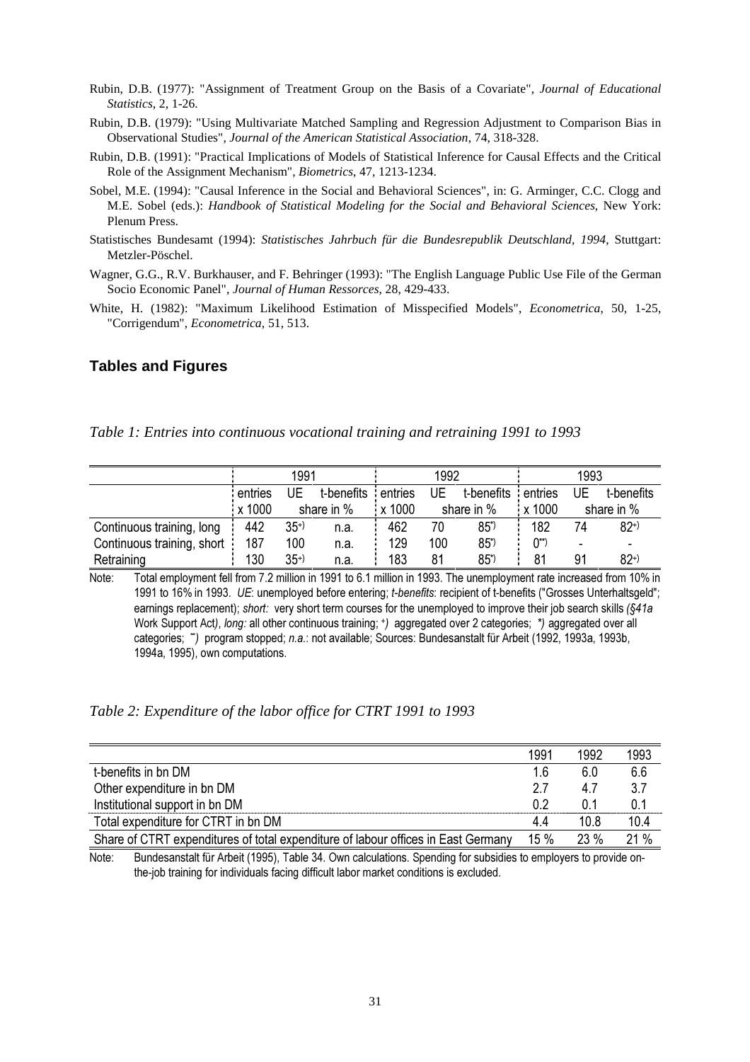Rubin, D.B. (1977): "Assignment of Treatment Group on the Basis of a Covariate", *Journal of Educational Statistics*, 2, 1-26.

Rubin, D.B. (1979): "Using Multivariate Matched Sampling and Regression Adjustment to Comparison Bias in Observational Studies", *Journal of the American Statistical Association*, 74, 318-328.

Rubin, D.B. (1991): "Practical Implications of Models of Statistical Inference for Causal Effects and the Critical Role of the Assignment Mechanism", *Biometrics*, 47, 1213-1234.

Sobel, M.E. (1994): "Causal Inference in the Social and Behavioral Sciences", in: G. Arminger, C.C. Clogg and M.E. Sobel (eds.): *Handbook of Statistical Modeling for the Social and Behavioral Sciences*, New York: Plenum Press.

Statistisches Bundesamt (1994): *Statistisches Jahrbuch für die Bundesrepublik Deutschland, 1994*, Stuttgart: Metzler-Pöschel.

Wagner, G.G., R.V. Burkhauser, and F. Behringer (1993): "The English Language Public Use File of the German Socio Economic Panel", *Journal of Human Ressorces*, 28, 429-433.

White, H. (1982): "Maximum Likelihood Estimation of Misspecified Models", *Econometrica*, 50, 1-25, "Corrigendum", *Econometrica*, 51, 513.

## Tables and Figures

*Table 1: Entries into continuous vocational training and retraining 1991 to 1993*

| | 1991 | | | 1992 | | | 1993 | | |
|---|---|---|---|---|---|---|---|---|---|
| | entries | UE | t-benefits | entries | UE | t-benefits | entries | UE | t-benefits |
| | x 1000 | share in % | | x 1000 | share in % | | x 1000 | share in % | |
| Continuous training, long | 442 | 35+) | n.a. | 462 | 70 | 85*) | 182 | 74 | 82+) |
| Continuous training, short | 187 | 100 | n.a. | 129 | 100 | 85*) | 0**) | - | - |
| Retraining | 130 | 35+) | n.a. | 183 | 81 | 85*) | 81 | 91 | 82+) |

Note: Total employment fell from 7.2 million in 1991 to 6.1 million in 1993. The unemployment rate increased from 10% in 1991 to 16% in 1993. *UE*: unemployed before entering; *t-benefits*: recipient of t-benefits ("Grosses Unterhaltsgeld"; earnings replacement); *short:* very short term courses for the unemployed to improve their job search skills (*§41a* Work Support Act), *long:* all other continuous training; +) aggregated over 2 categories; *) aggregated over all categories; **) program stopped; *n.a.*: not available; Sources: Bundesanstalt für Arbeit (1992, 1993a, 1993b, 1994a, 1995), own computations.

*Table 2: Expenditure of the labor office for CTRT 1991 to 1993*

| | 1991 | 1992 | 1993 |
|---|---|---|---|
| t-benefits in bn DM | 1.6 | 6.0 | 6.6 |
| Other expenditure in bn DM | 2.7 | 4.7 | 3.7 |
| Institutional support in bn DM | 0.2 | 0.1 | 0.1 |
| Total expenditure for CTRT in bn DM | 4.4 | 10.8 | 10.4 |
| Share of CTRT expenditures of total expenditure of labour offices in East Germany | 15 % | 23 % | 21 % |

Note: Bundesanstalt für Arbeit (1995), Table 34. Own calculations. Spending for subsidies to employers to provide on-the-job training for individuals facing difficult labor market conditions is excluded.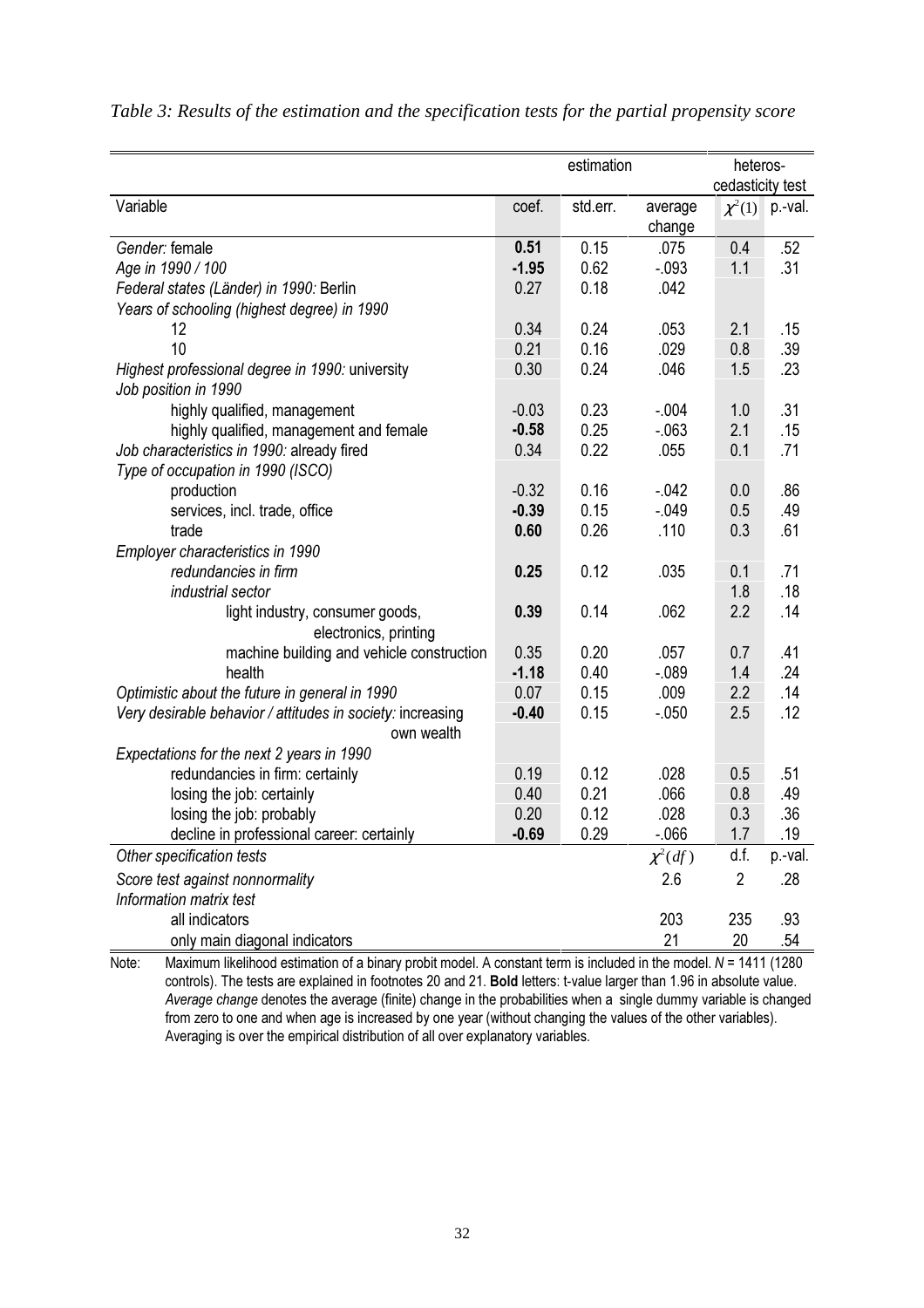*Table 3: Results of the estimation and the specification tests for the partial propensity score*

| | estimation | | | heteros-cedasticity test | |
|---|---|---|---|---|---|
| Variable | coef. | std.err. | average change | $\chi^2(1)$ | p.-val. |
| *Gender:* female | **0.51** | 0.15 | .075 | 0.4 | .52 |
| *Age in 1990 / 100* | **-1.95** | 0.62 | -.093 | 1.1 | .31 |
| *Federal states (Länder) in 1990:* Berlin | 0.27 | 0.18 | .042 | | |
| *Years of schooling (highest degree) in 1990* | | | | | |
| 12 | 0.34 | 0.24 | .053 | 2.1 | .15 |
| 10 | 0.21 | 0.16 | .029 | 0.8 | .39 |
| *Highest professional degree in 1990:* university | 0.30 | 0.24 | .046 | 1.5 | .23 |
| *Job position in 1990* | | | | | |
| highly qualified, management | -0.03 | 0.23 | -.004 | 1.0 | .31 |
| highly qualified, management and female | **-0.58** | 0.25 | -.063 | 2.1 | .15 |
| *Job characteristics in 1990:* already fired | 0.34 | 0.22 | .055 | 0.1 | .71 |
| *Type of occupation in 1990 (ISCO)* | | | | | |
| production | -0.32 | 0.16 | -.042 | 0.0 | .86 |
| services, incl. trade, office | **-0.39** | 0.15 | -.049 | 0.5 | .49 |
| trade | **0.60** | 0.26 | .110 | 0.3 | .61 |
| *Employer characteristics in 1990* | | | | | |
| *redundancies in firm* | **0.25** | 0.12 | .035 | 0.1 | .71 |
| *industrial sector* | | | | 1.8 | .18 |
| light industry, consumer goods, electronics, printing | **0.39** | 0.14 | .062 | 2.2 | .14 |
| machine building and vehicle construction | 0.35 | 0.20 | .057 | 0.7 | .41 |
| health | **-1.18** | 0.40 | -.089 | 1.4 | .24 |
| *Optimistic about the future in general in 1990* | 0.07 | 0.15 | .009 | 2.2 | .14 |
| *Very desirable behavior / attitudes in society:* increasing own wealth | **-0.40** | 0.15 | -.050 | 2.5 | .12 |
| *Expectations for the next 2 years in 1990* | | | | | |
| redundancies in firm: certainly | 0.19 | 0.12 | .028 | 0.5 | .51 |
| losing the job: certainly | 0.40 | 0.21 | .066 | 0.8 | .49 |
| losing the job: probably | 0.20 | 0.12 | .028 | 0.3 | .36 |
| decline in professional career: certainly | **-0.69** | 0.29 | -.066 | 1.7 | .19 |
| *Other specification tests* | | | $\chi^2(df)$ | d.f. | p.-val. |
| *Score test against nonnormality* | | | 2.6 | 2 | .28 |
| *Information matrix test* | | | | | |
| all indicators | | | 203 | 235 | .93 |
| only main diagonal indicators | | | 21 | 20 | .54 |

Note: Maximum likelihood estimation of a binary probit model. A constant term is included in the model. $N$ = 1411 (1280 controls). The tests are explained in footnotes 20 and 21. **Bold** letters: t-value larger than 1.96 in absolute value. *Average change* denotes the average (finite) change in the probabilities when a single dummy variable is changed from zero to one and when age is increased by one year (without changing the values of the other variables). Averaging is over the empirical distribution of all over explanatory variables.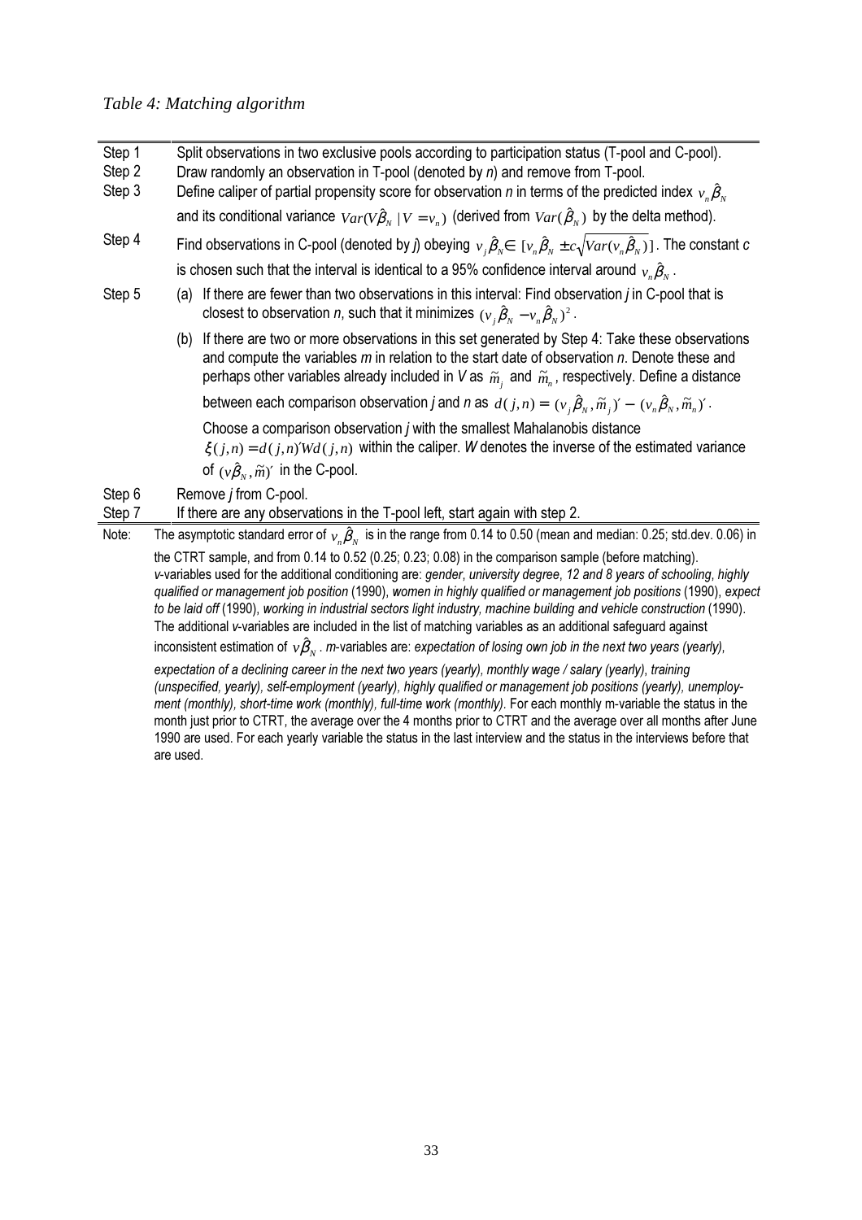*Table 4: Matching algorithm*

| | |
|---|---|
| Step 1 | Split observations in two exclusive pools according to participation status (T-pool and C-pool). |
| Step 2 | Draw randomly an observation in T-pool (denoted by *n*) and remove from T-pool. |
| Step 3 | Define caliper of partial propensity score for observation *n* in terms of the predicted index $v_n\hat{\beta}_N$ and its conditional variance $Var(V\hat{\beta}_N \mid V = v_n)$ (derived from $Var(\hat{\beta}_N)$ by the delta method). |
| Step 4 | Find observations in C-pool (denoted by *j*) obeying $v_j\hat{\beta}_N \in [v_n\hat{\beta}_N \pm c\sqrt{Var(v_n\hat{\beta}_N)}]$. The constant *c* is chosen such that the interval is identical to a 95% confidence interval around $v_n\hat{\beta}_N$. |
| Step 5 | (a) If there are fewer than two observations in this interval: Find observation *j* in C-pool that is closest to observation *n*, such that it minimizes $(v_j\hat{\beta}_N - v_n\hat{\beta}_N)^2$. |
| | (b) If there are two or more observations in this set generated by Step 4: Take these observations and compute the variables *m* in relation to the start date of observation *n*. Denote these and perhaps other variables already included in *V* as $\tilde{m}_j$ and $\tilde{m}_n$, respectively. Define a distance between each comparison observation *j* and *n* as $d(j,n) = (v_j\hat{\beta}_N, \tilde{m}_j)' - (v_n\hat{\beta}_N, \tilde{m}_n)'$. Choose a comparison observation *j* with the smallest Mahalanobis distance $\xi(j,n) = d(j,n)'Wd(j,n)$ within the caliper. *W* denotes the inverse of the estimated variance of $(v\hat{\beta}_N, \tilde{m})'$ in the C-pool. |
| Step 6 | Remove *j* from C-pool. |
| Step 7 | If there are any observations in the T-pool left, start again with step 2. |

Note: The asymptotic standard error of $v_n\hat{\beta}_N$ is in the range from 0.14 to 0.50 (mean and median: 0.25; std.dev. 0.06) in the CTRT sample, and from 0.14 to 0.52 (0.25; 0.23; 0.08) in the comparison sample (before matching). *v*-variables used for the additional conditioning are: *gender*, *university degree*, *12 and 8 years of schooling*, *highly qualified or management job position* (1990), *women in highly qualified or management job positions* (1990), *expect to be laid off* (1990), *working in industrial sectors light industry, machine building and vehicle construction* (1990). The additional *v*-variables are included in the list of matching variables as an additional safeguard against inconsistent estimation of $v\hat{\beta}_N$. *m*-variables are: *expectation of losing own job in the next two years (yearly)*, *expectation of a declining career in the next two years (yearly)*, *monthly wage / salary (yearly)*, *training (unspecified, yearly)*, *self-employment (yearly)*, *highly qualified or management job positions (yearly)*, *unemployment (monthly)*, *short-time work (monthly)*, *full-time work (monthly)*. For each monthly m-variable the status in the month just prior to CTRT, the average over the 4 months prior to CTRT and the average over all months after June 1990 are used. For each yearly variable the status in the last interview and the status in the interviews before that are used.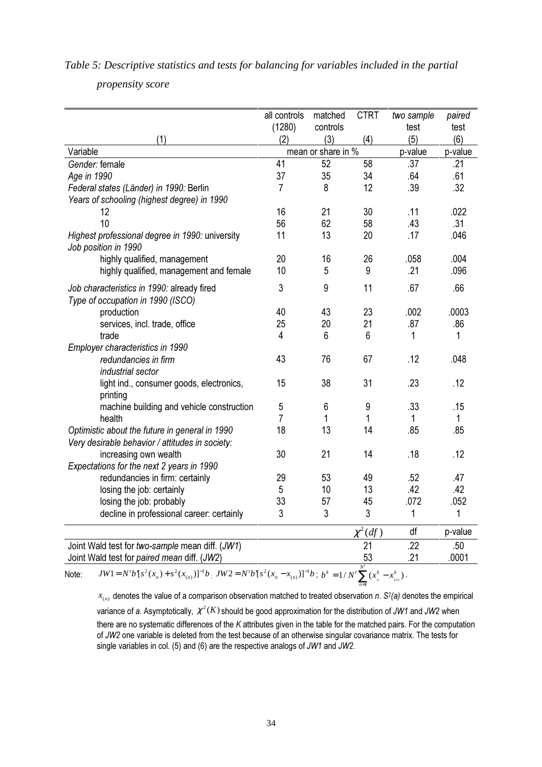*Table 5: Descriptive statistics and tests for balancing for variables included in the partial propensity score*

| (1) | all controls (1280) (2) | matched controls (3) | CTRT (4) | *two sample* test (5) | *paired* test (6) |
|---|---|---|---|---|---|
| Variable | mean or share in % | | | p-value | p-value |
| *Gender:* female | 41 | 52 | 58 | .37 | .21 |
| *Age in 1990* | 37 | 35 | 34 | .64 | .61 |
| *Federal states (Länder) in 1990:* Berlin | 7 | 8 | 12 | .39 | .32 |
| *Years of schooling (highest degree) in 1990* | | | | | |
| 12 | 16 | 21 | 30 | .11 | .022 |
| 10 | 56 | 62 | 58 | .43 | .31 |
| *Highest professional degree in 1990:* university | 11 | 13 | 20 | .17 | .046 |
| *Job position in 1990* | | | | | |
| highly qualified, management | 20 | 16 | 26 | .058 | .004 |
| highly qualified, management and female | 10 | 5 | 9 | .21 | .096 |
| *Job characteristics in 1990:* already fired | 3 | 9 | 11 | .67 | .66 |
| *Type of occupation in 1990 (ISCO)* | | | | | |
| production | 40 | 43 | 23 | .002 | .0003 |
| services, incl. trade, office | 25 | 20 | 21 | .87 | .86 |
| trade | 4 | 6 | 6 | 1 | 1 |
| *Employer characteristics in 1990* | | | | | |
| *redundancies in firm* | 43 | 76 | 67 | .12 | .048 |
| *industrial sector* | | | | | |
| light ind., consumer goods, electronics, printing | 15 | 38 | 31 | .23 | .12 |
| machine building and vehicle construction | 5 | 6 | 9 | .33 | .15 |
| health | 7 | 1 | 1 | 1 | 1 |
| *Optimistic about the future in general in 1990* | 18 | 13 | 14 | .85 | .85 |
| *Very desirable behavior / attitudes in society:* | | | | | |
| increasing own wealth | 30 | 21 | 14 | .18 | .12 |
| *Expectations for the next 2 years in 1990* | | | | | |
| redundancies in firm: certainly | 29 | 53 | 49 | .52 | .47 |
| losing the job: certainly | 5 | 10 | 13 | .42 | .42 |
| losing the job: probably | 33 | 57 | 45 | .072 | .052 |
| decline in professional career: certainly | 3 | 3 | 3 | 1 | 1 |
| | | | $\chi^2(df)$ | df | p-value |
| Joint Wald test for *two-sample* mean diff. (*JW1*) | | | 21 | .22 | .50 |
| Joint Wald test for *paired mean* diff. (*JW2*) | | | 53 | .21 | .0001 |

Note: $JW1 = N^t b'[s^2(x_n) + s^2(x_{(n)})]^{-1} b$ ; $JW2 = N^t b'[s^2(x_n - x_{(n)})]^{-1} b$ ; $b^k = 1/N^t \sum_{n=1}^{N^t} (x_n^k - x_{(n)}^k)$ .

$x_{(n)}$ denotes the value of a comparison observation matched to treated observation *n*. $S^2(a)$ denotes the empirical variance of *a*. Asymptotically, $\chi^2(K)$ should be good approximation for the distribution of *JW1* and *JW2* when there are no systematic differences of the *K* attributes given in the table for the matched pairs. For the computation of *JW2* one variable is deleted from the test because of an otherwise singular covariance matrix. The tests for single variables in col. (5) and (6) are the respective analogs of *JW1* and *JW2*.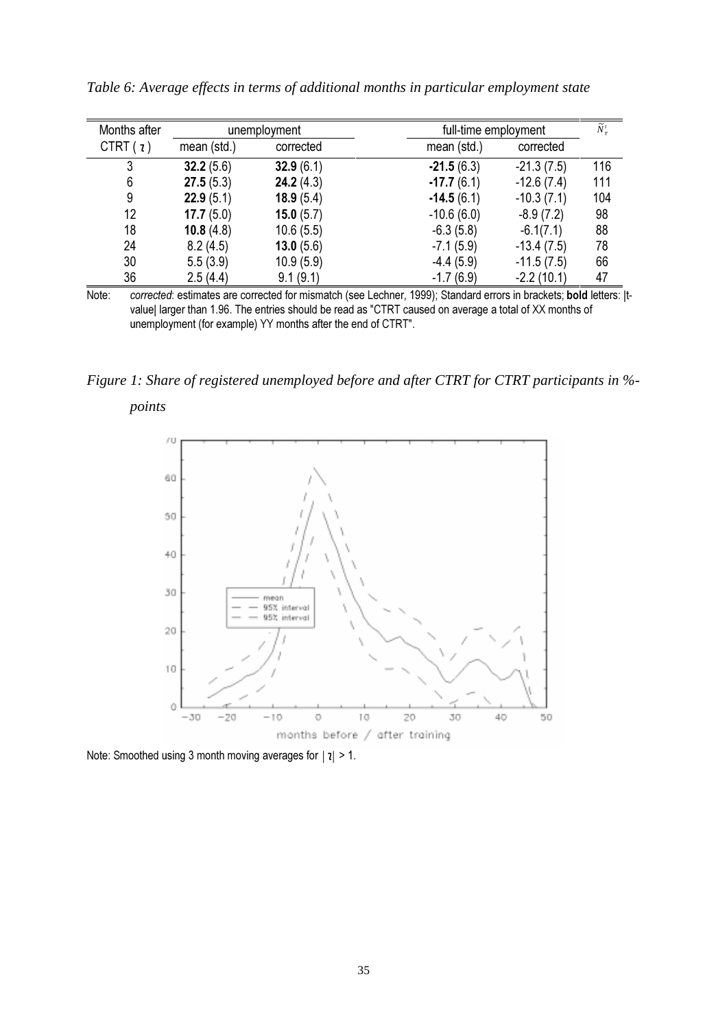*Table 6: Average effects in terms of additional months in particular employment state*

| Months after | unemployment | | full-time employment | | $\tilde{N}^{\prime}_{\tau}$ |
|---|---|---|---|---|---|
| CTRT ( $\tau$ ) | mean (std.) | corrected | mean (std.) | corrected | |
| 3 | **32.2** (5.6) | **32.9** (6.1) | **-21.5** (6.3) | -21.3 (7.5) | 116 |
| 6 | **27.5** (5.3) | **24.2** (4.3) | **-17.7** (6.1) | -12.6 (7.4) | 111 |
| 9 | **22.9** (5.1) | **18.9** (5.4) | **-14.5** (6.1) | -10.3 (7.1) | 104 |
| 12 | **17.7** (5.0) | **15.0** (5.7) | -10.6 (6.0) | -8.9 (7.2) | 98 |
| 18 | **10.8** (4.8) | 10.6 (5.5) | -6.3 (5.8) | -6.1(7.1) | 88 |
| 24 | 8.2 (4.5) | **13.0** (5.6) | -7.1 (5.9) | -13.4 (7.5) | 78 |
| 30 | 5.5 (3.9) | 10.9 (5.9) | -4.4 (5.9) | -11.5 (7.5) | 66 |
| 36 | 2.5 (4.4) | 9.1 (9.1) | -1.7 (6.9) | -2.2 (10.1) | 47 |

Note: *corrected*: estimates are corrected for mismatch (see Lechner, 1999); Standard errors in brackets; **bold** letters: |t-value| larger than 1.96. The entries should be read as "CTRT caused on average a total of XX months of unemployment (for example) YY months after the end of CTRT".

*Figure 1: Share of registered unemployed before and after CTRT for CTRT participants in %-points*

Note: Smoothed using 3 month moving averages for $|\tau| > 1$.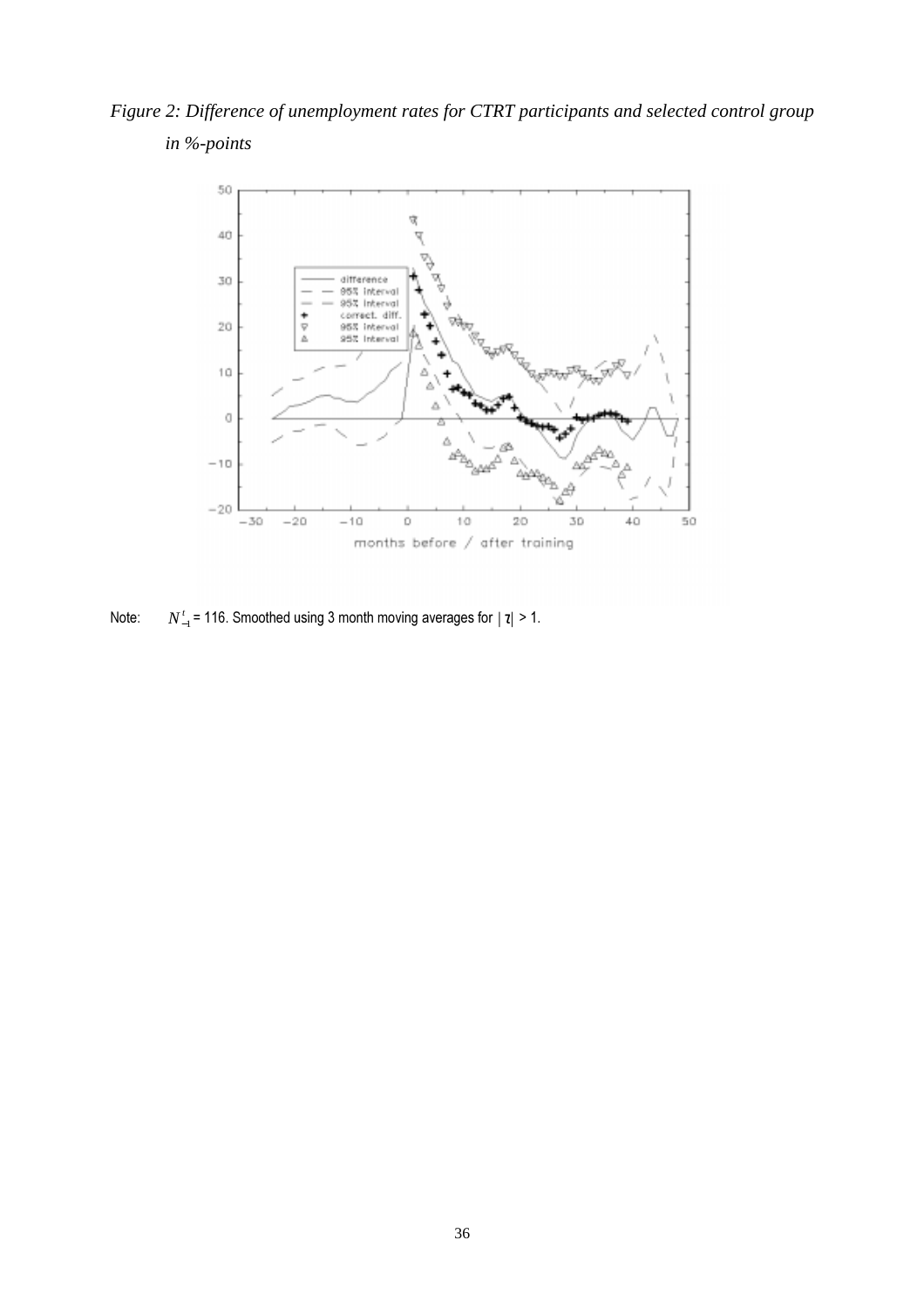*Figure 2: Difference of unemployment rates for CTRT participants and selected control group in %-points*

Note: $N^{t}_{-1}$ = 116. Smoothed using 3 month moving averages for | τ| > 1.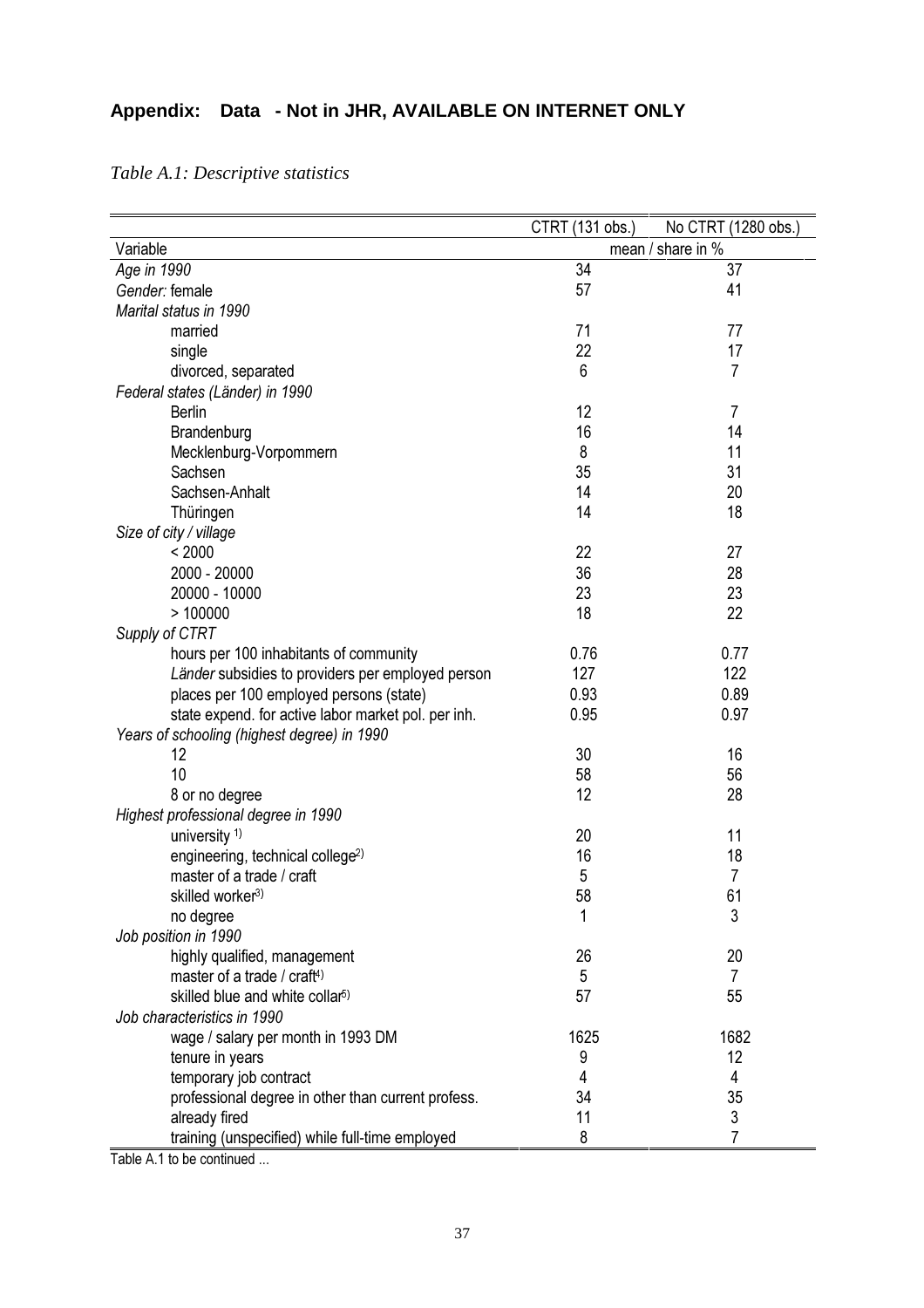## Appendix: Data - Not in JHR, AVAILABLE ON INTERNET ONLY

*Table A.1: Descriptive statistics*

| Variable | CTRT (131 obs.) | No CTRT (1280 obs.) |
|---|---|---|
| | mean / share in % | |
| *Age in 1990* | 34 | 37 |
| *Gender:* female | 57 | 41 |
| *Marital status in 1990* | | |
| married | 71 | 77 |
| single | 22 | 17 |
| divorced, separated | 6 | 7 |
| *Federal states (Länder) in 1990* | | |
| Berlin | 12 | 7 |
| Brandenburg | 16 | 14 |
| Mecklenburg-Vorpommern | 8 | 11 |
| Sachsen | 35 | 31 |
| Sachsen-Anhalt | 14 | 20 |
| Thüringen | 14 | 18 |
| *Size of city / village* | | |
| < 2000 | 22 | 27 |
| 2000 - 20000 | 36 | 28 |
| 20000 - 10000 | 23 | 23 |
| > 100000 | 18 | 22 |
| *Supply of CTRT* | | |
| hours per 100 inhabitants of community | 0.76 | 0.77 |
| *Länder* subsidies to providers per employed person | 127 | 122 |
| places per 100 employed persons (state) | 0.93 | 0.89 |
| state expend. for active labor market pol. per inh. | 0.95 | 0.97 |
| *Years of schooling (highest degree) in 1990* | | |
| 12 | 30 | 16 |
| 10 | 58 | 56 |
| 8 or no degree | 12 | 28 |
| *Highest professional degree in 1990* | | |
| university [1)] | 20 | 11 |
| engineering, technical college[2)] | 16 | 18 |
| master of a trade / craft | 5 | 7 |
| skilled worker[3)] | 58 | 61 |
| no degree | 1 | 3 |
| *Job position in 1990* | | |
| highly qualified, management | 26 | 20 |
| master of a trade / craft[4)] | 5 | 7 |
| skilled blue and white collar[5)] | 57 | 55 |
| *Job characteristics in 1990* | | |
| wage / salary per month in 1993 DM | 1625 | 1682 |
| tenure in years | 9 | 12 |
| temporary job contract | 4 | 4 |
| professional degree in other than current profess. | 34 | 35 |
| already fired | 11 | 3 |
| training (unspecified) while full-time employed | 8 | 7 |

Table A.1 to be continued ...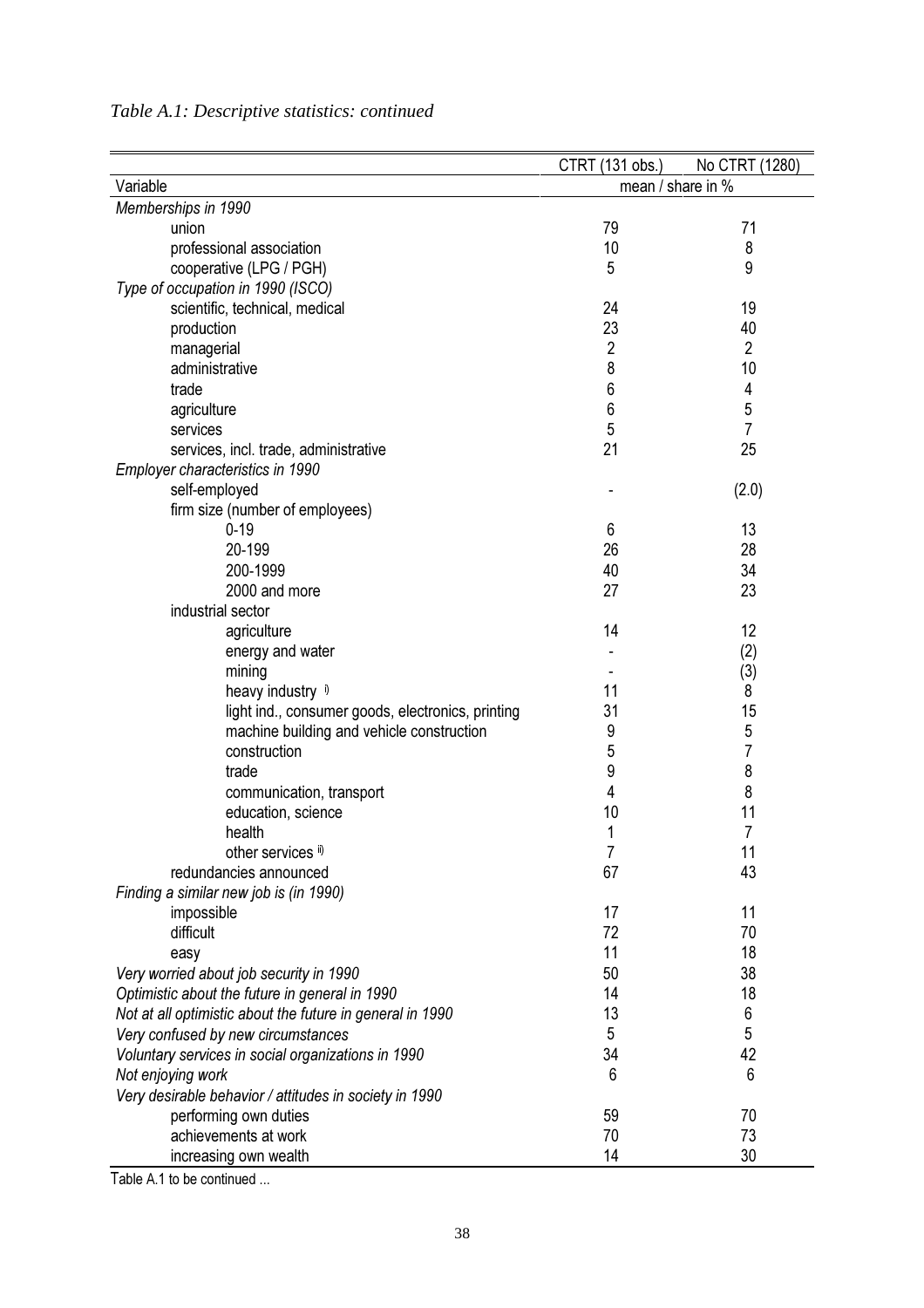*Table A.1: Descriptive statistics: continued*

| | CTRT (131 obs.) | No CTRT (1280) |
|---|---|---|
| Variable | mean / share in % | |
| *Memberships in 1990* | | |
| union | 79 | 71 |
| professional association | 10 | 8 |
| cooperative (LPG / PGH) | 5 | 9 |
| *Type of occupation in 1990 (ISCO)* | | |
| scientific, technical, medical | 24 | 19 |
| production | 23 | 40 |
| managerial | 2 | 2 |
| administrative | 8 | 10 |
| trade | 6 | 4 |
| agriculture | 6 | 5 |
| services | 5 | 7 |
| services, incl. trade, administrative | 21 | 25 |
| *Employer characteristics in 1990* | | |
| self-employed | - | (2.0) |
| firm size (number of employees) | | |
| 0-19 | 6 | 13 |
| 20-199 | 26 | 28 |
| 200-1999 | 40 | 34 |
| 2000 and more | 27 | 23 |
| industrial sector | | |
| agriculture | 14 | 12 |
| energy and water | - | (2) |
| mining | - | (3) |
| heavy industry [i] | 11 | 8 |
| light ind., consumer goods, electronics, printing | 31 | 15 |
| machine building and vehicle construction | 9 | 5 |
| construction | 5 | 7 |
| trade | 9 | 8 |
| communication, transport | 4 | 8 |
| education, science | 10 | 11 |
| health | 1 | 7 |
| other services [ii] | 7 | 11 |
| redundancies announced | 67 | 43 |
| *Finding a similar new job is (in 1990)* | | |
| impossible | 17 | 11 |
| difficult | 72 | 70 |
| easy | 11 | 18 |
| *Very worried about job security in 1990* | 50 | 38 |
| *Optimistic about the future in general in 1990* | 14 | 18 |
| *Not at all optimistic about the future in general in 1990* | 13 | 6 |
| *Very confused by new circumstances* | 5 | 5 |
| *Voluntary services in social organizations in 1990* | 34 | 42 |
| *Not enjoying work* | 6 | 6 |
| *Very desirable behavior / attitudes in society in 1990* | | |
| performing own duties | 59 | 70 |
| achievements at work | 70 | 73 |
| increasing own wealth | 14 | 30 |

Table A.1 to be continued ...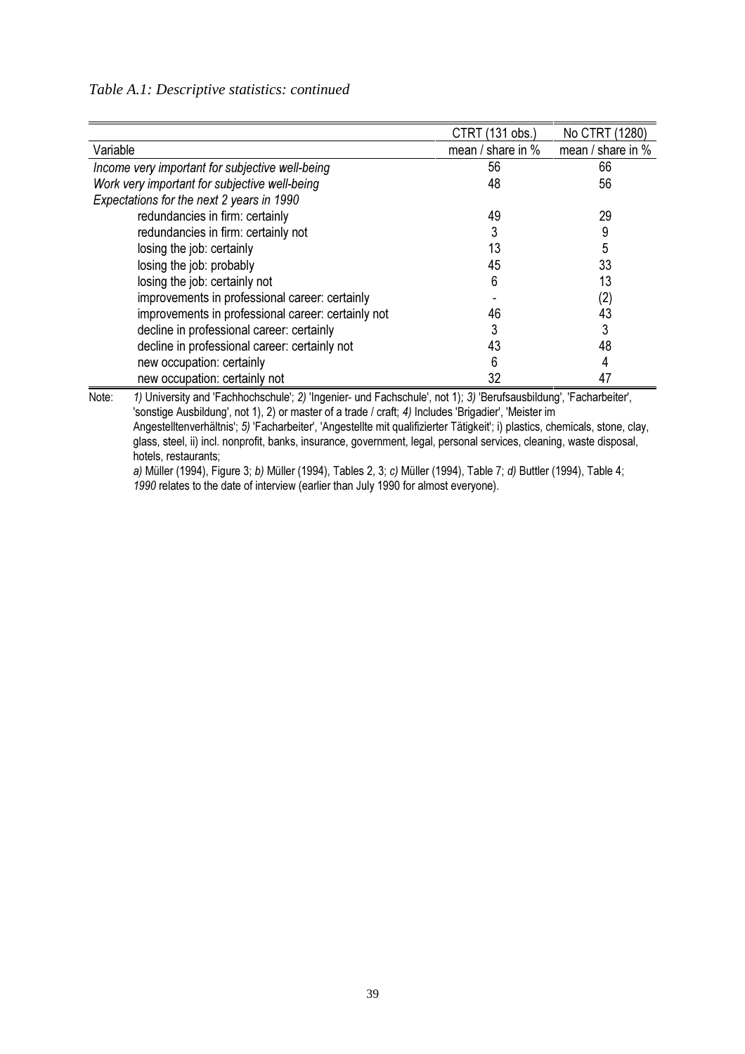*Table A.1: Descriptive statistics: continued*

| | CTRT (131 obs.) | No CTRT (1280) |
|---|---|---|
| Variable | mean / share in % | mean / share in % |
| *Income very important for subjective well-being* | 56 | 66 |
| *Work very important for subjective well-being* | 48 | 56 |
| *Expectations for the next 2 years in 1990* | | |
| redundancies in firm: certainly | 49 | 29 |
| redundancies in firm: certainly not | 3 | 9 |
| losing the job: certainly | 13 | 5 |
| losing the job: probably | 45 | 33 |
| losing the job: certainly not | 6 | 13 |
| improvements in professional career: certainly | - | (2) |
| improvements in professional career: certainly not | 46 | 43 |
| decline in professional career: certainly | 3 | 3 |
| decline in professional career: certainly not | 43 | 48 |
| new occupation: certainly | 6 | 4 |
| new occupation: certainly not | 32 | 47 |

Note: *1)* University and 'Fachhochschule'; *2)* 'Ingenier- und Fachschule', not 1); *3)* 'Berufsausbildung', 'Facharbeiter', 'sonstige Ausbildung', not 1), 2) or master of a trade / craft; *4)* Includes 'Brigadier', 'Meister im Angestelltenverhältnis'; *5)* 'Facharbeiter', 'Angestellte mit qualifizierter Tätigkeit'; i) plastics, chemicals, stone, clay, glass, steel, ii) incl. nonprofit, banks, insurance, government, legal, personal services, cleaning, waste disposal, hotels, restaurants;

*a)* Müller (1994), Figure 3; *b)* Müller (1994), Tables 2, 3; *c)* Müller (1994), Table 7; *d)* Buttler (1994), Table 4; *1990* relates to the date of interview (earlier than July 1990 for almost everyone).